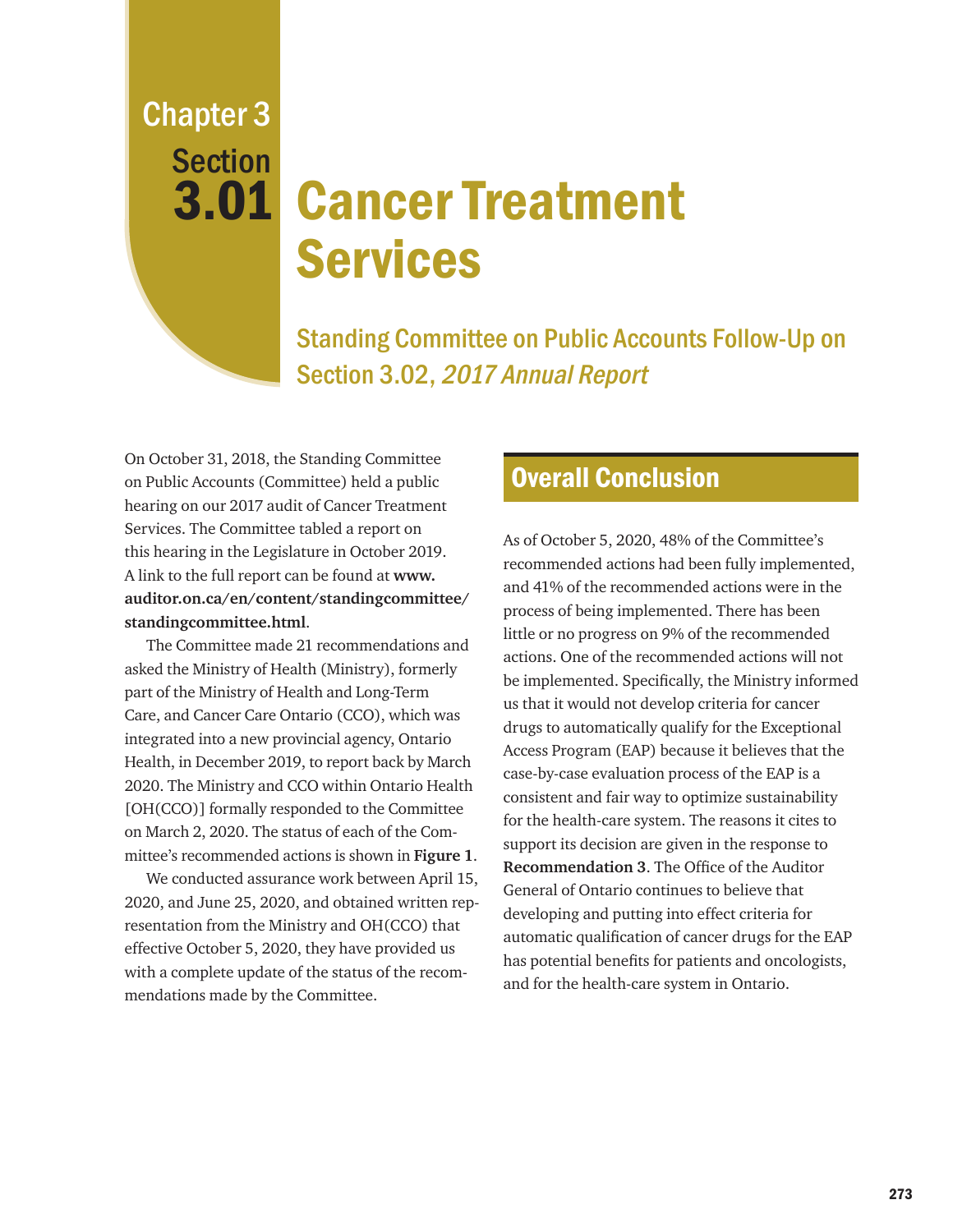Chapter 3
Section
3.01

# Cancer Treatment Services

## Standing Committee on Public Accounts Follow-Up on Section 3.02, *2017 Annual Report*

On October 31, 2018, the Standing Committee on Public Accounts (Committee) held a public hearing on our 2017 audit of Cancer Treatment Services. The Committee tabled a report on this hearing in the Legislature in October 2019. A link to the full report can be found at **www.auditor.on.ca/en/content/standingcommittee/standingcommittee.html**.

The Committee made 21 recommendations and asked the Ministry of Health (Ministry), formerly part of the Ministry of Health and Long-Term Care, and Cancer Care Ontario (CCO), which was integrated into a new provincial agency, Ontario Health, in December 2019, to report back by March 2020. The Ministry and CCO within Ontario Health [OH(CCO)] formally responded to the Committee on March 2, 2020. The status of each of the Committee's recommended actions is shown in **Figure 1**.

We conducted assurance work between April 15, 2020, and June 25, 2020, and obtained written representation from the Ministry and OH(CCO) that effective October 5, 2020, they have provided us with a complete update of the status of the recommendations made by the Committee.

## Overall Conclusion

As of October 5, 2020, 48% of the Committee's recommended actions had been fully implemented, and 41% of the recommended actions were in the process of being implemented. There has been little or no progress on 9% of the recommended actions. One of the recommended actions will not be implemented. Specifically, the Ministry informed us that it would not develop criteria for cancer drugs to automatically qualify for the Exceptional Access Program (EAP) because it believes that the case-by-case evaluation process of the EAP is a consistent and fair way to optimize sustainability for the health-care system. The reasons it cites to support its decision are given in the response to **Recommendation 3**. The Office of the Auditor General of Ontario continues to believe that developing and putting into effect criteria for automatic qualification of cancer drugs for the EAP has potential benefits for patients and oncologists, and for the health-care system in Ontario.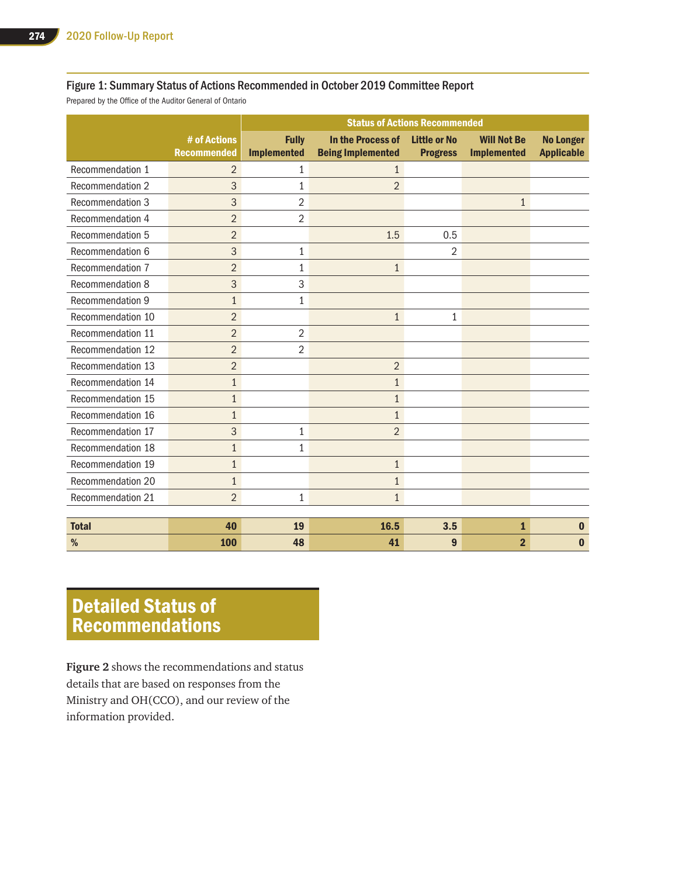### Figure 1: Summary Status of Actions Recommended in October 2019 Committee Report

Prepared by the Office of the Auditor General of Ontario

| | | Status of Actions Recommended | | | | |
|---|---|---|---|---|---|---|
| | # of Actions Recommended | Fully Implemented | In the Process of Being Implemented | Little or No Progress | Will Not Be Implemented | No Longer Applicable |
| Recommendation 1 | 2 | 1 | 1 | | | |
| Recommendation 2 | 3 | 1 | 2 | | | |
| Recommendation 3 | 3 | 2 | | | 1 | |
| Recommendation 4 | 2 | 2 | | | | |
| Recommendation 5 | 2 | | 1.5 | 0.5 | | |
| Recommendation 6 | 3 | 1 | | 2 | | |
| Recommendation 7 | 2 | 1 | 1 | | | |
| Recommendation 8 | 3 | 3 | | | | |
| Recommendation 9 | 1 | 1 | | | | |
| Recommendation 10 | 2 | | 1 | 1 | | |
| Recommendation 11 | 2 | 2 | | | | |
| Recommendation 12 | 2 | 2 | | | | |
| Recommendation 13 | 2 | | 2 | | | |
| Recommendation 14 | 1 | | 1 | | | |
| Recommendation 15 | 1 | | 1 | | | |
| Recommendation 16 | 1 | | 1 | | | |
| Recommendation 17 | 3 | 1 | 2 | | | |
| Recommendation 18 | 1 | 1 | | | | |
| Recommendation 19 | 1 | | 1 | | | |
| Recommendation 20 | 1 | | 1 | | | |
| Recommendation 21 | 2 | 1 | 1 | | | |
| **Total** | **40** | **19** | **16.5** | **3.5** | **1** | **0** |
| **%** | **100** | **48** | **41** | **9** | **2** | **0** |

## Detailed Status of Recommendations

**Figure 2** shows the recommendations and status details that are based on responses from the Ministry and OH(CCO), and our review of the information provided.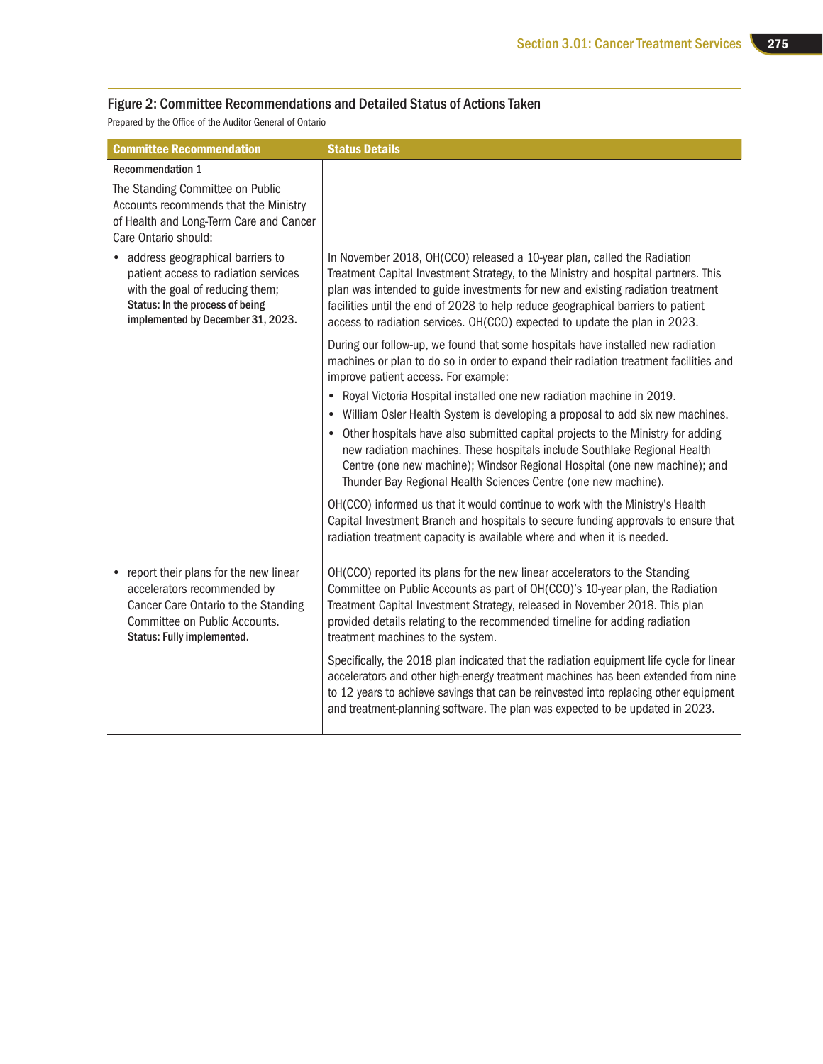## Figure 2: Committee Recommendations and Detailed Status of Actions Taken

Prepared by the Office of the Auditor General of Ontario

| Committee Recommendation | Status Details |
|---|---|
| **Recommendation 1**<br><br>The Standing Committee on Public Accounts recommends that the Ministry of Health and Long-Term Care and Cancer Care Ontario should: | |
| • address geographical barriers to patient access to radiation services with the goal of reducing them;<br>**Status: In the process of being implemented by December 31, 2023.** | In November 2018, OH(CCO) released a 10-year plan, called the Radiation Treatment Capital Investment Strategy, to the Ministry and hospital partners. This plan was intended to guide investments for new and existing radiation treatment facilities until the end of 2028 to help reduce geographical barriers to patient access to radiation services. OH(CCO) expected to update the plan in 2023.<br><br>During our follow-up, we found that some hospitals have installed new radiation machines or plan to do so in order to expand their radiation treatment facilities and improve patient access. For example:<br>• Royal Victoria Hospital installed one new radiation machine in 2019.<br>• William Osler Health System is developing a proposal to add six new machines.<br>• Other hospitals have also submitted capital projects to the Ministry for adding new radiation machines. These hospitals include Southlake Regional Health Centre (one new machine); Windsor Regional Hospital (one new machine); and Thunder Bay Regional Health Sciences Centre (one new machine).<br><br>OH(CCO) informed us that it would continue to work with the Ministry's Health Capital Investment Branch and hospitals to secure funding approvals to ensure that radiation treatment capacity is available where and when it is needed. |
| • report their plans for the new linear accelerators recommended by Cancer Care Ontario to the Standing Committee on Public Accounts.<br>**Status: Fully implemented.** | OH(CCO) reported its plans for the new linear accelerators to the Standing Committee on Public Accounts as part of OH(CCO)'s 10-year plan, the Radiation Treatment Capital Investment Strategy, released in November 2018. This plan provided details relating to the recommended timeline for adding radiation treatment machines to the system.<br><br>Specifically, the 2018 plan indicated that the radiation equipment life cycle for linear accelerators and other high-energy treatment machines has been extended from nine to 12 years to achieve savings that can be reinvested into replacing other equipment and treatment-planning software. The plan was expected to be updated in 2023. |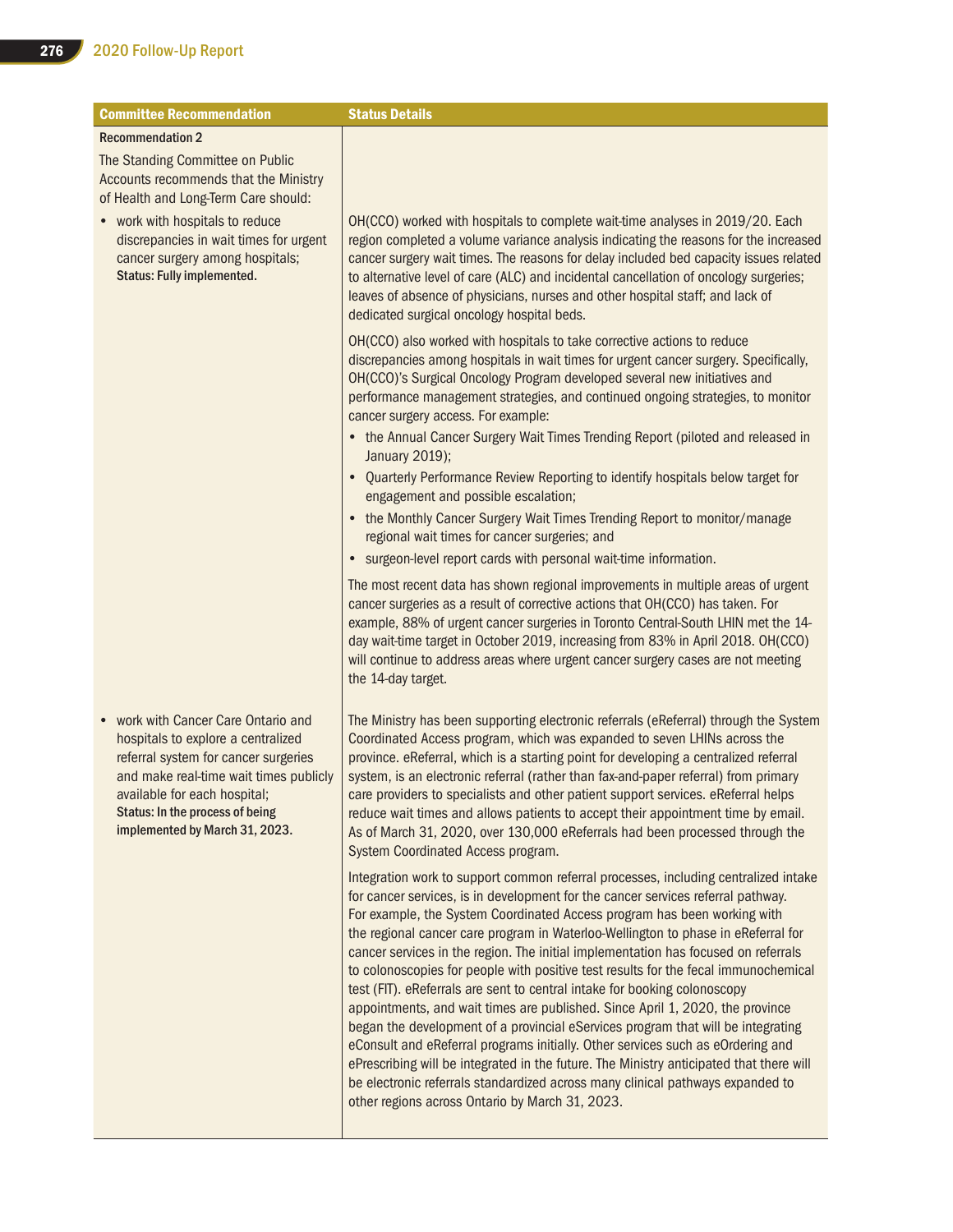| Committee Recommendation | Status Details |
|---|---|
| **Recommendation 2**<br><br>The Standing Committee on Public Accounts recommends that the Ministry of Health and Long-Term Care should: | |
| • work with hospitals to reduce discrepancies in wait times for urgent cancer surgery among hospitals;<br>**Status: Fully implemented.** | OH(CCO) worked with hospitals to complete wait-time analyses in 2019/20. Each region completed a volume variance analysis indicating the reasons for the increased cancer surgery wait times. The reasons for delay included bed capacity issues related to alternative level of care (ALC) and incidental cancellation of oncology surgeries; leaves of absence of physicians, nurses and other hospital staff; and lack of dedicated surgical oncology hospital beds.<br><br>OH(CCO) also worked with hospitals to take corrective actions to reduce discrepancies among hospitals in wait times for urgent cancer surgery. Specifically, OH(CCO)'s Surgical Oncology Program developed several new initiatives and performance management strategies, and continued ongoing strategies, to monitor cancer surgery access. For example:<br>• the Annual Cancer Surgery Wait Times Trending Report (piloted and released in January 2019);<br>• Quarterly Performance Review Reporting to identify hospitals below target for engagement and possible escalation;<br>• the Monthly Cancer Surgery Wait Times Trending Report to monitor/manage regional wait times for cancer surgeries; and<br>• surgeon-level report cards with personal wait-time information.<br><br>The most recent data has shown regional improvements in multiple areas of urgent cancer surgeries as a result of corrective actions that OH(CCO) has taken. For example, 88% of urgent cancer surgeries in Toronto Central-South LHIN met the 14-day wait-time target in October 2019, increasing from 83% in April 2018. OH(CCO) will continue to address areas where urgent cancer surgery cases are not meeting the 14-day target. |
| • work with Cancer Care Ontario and hospitals to explore a centralized referral system for cancer surgeries and make real-time wait times publicly available for each hospital;<br>**Status: In the process of being implemented by March 31, 2023.** | The Ministry has been supporting electronic referrals (eReferral) through the System Coordinated Access program, which was expanded to seven LHINs across the province. eReferral, which is a starting point for developing a centralized referral system, is an electronic referral (rather than fax-and-paper referral) from primary care providers to specialists and other patient support services. eReferral helps reduce wait times and allows patients to accept their appointment time by email. As of March 31, 2020, over 130,000 eReferrals had been processed through the System Coordinated Access program.<br><br>Integration work to support common referral processes, including centralized intake for cancer services, is in development for the cancer services referral pathway. For example, the System Coordinated Access program has been working with the regional cancer care program in Waterloo-Wellington to phase in eReferral for cancer services in the region. The initial implementation has focused on referrals to colonoscopies for people with positive test results for the fecal immunochemical test (FIT). eReferrals are sent to central intake for booking colonoscopy appointments, and wait times are published. Since April 1, 2020, the province began the development of a provincial eServices program that will be integrating eConsult and eReferral programs initially. Other services such as eOrdering and ePrescribing will be integrated in the future. The Ministry anticipated that there will be electronic referrals standardized across many clinical pathways expanded to other regions across Ontario by March 31, 2023. |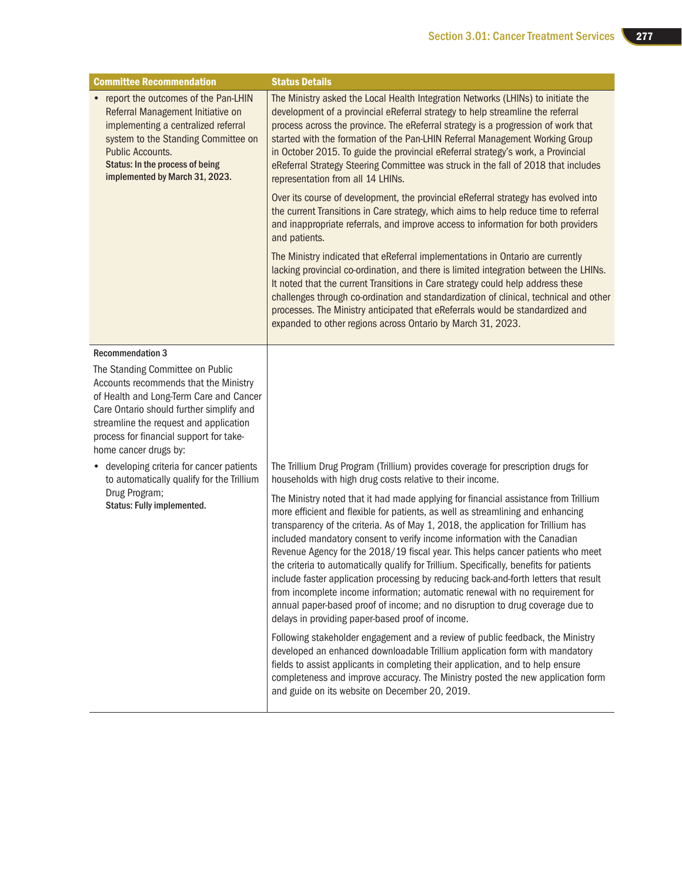| Committee Recommendation | Status Details |
|---|---|
| • report the outcomes of the Pan-LHIN Referral Management Initiative on implementing a centralized referral system to the Standing Committee on Public Accounts.<br>**Status: In the process of being implemented by March 31, 2023.** | The Ministry asked the Local Health Integration Networks (LHINs) to initiate the development of a provincial eReferral strategy to help streamline the referral process across the province. The eReferral strategy is a progression of work that started with the formation of the Pan-LHIN Referral Management Working Group in October 2015. To guide the provincial eReferral strategy's work, a Provincial eReferral Strategy Steering Committee was struck in the fall of 2018 that includes representation from all 14 LHINs.<br><br>Over its course of development, the provincial eReferral strategy has evolved into the current Transitions in Care strategy, which aims to help reduce time to referral and inappropriate referrals, and improve access to information for both providers and patients.<br><br>The Ministry indicated that eReferral implementations in Ontario are currently lacking provincial co-ordination, and there is limited integration between the LHINs. It noted that the current Transitions in Care strategy could help address these challenges through co-ordination and standardization of clinical, technical and other processes. The Ministry anticipated that eReferrals would be standardized and expanded to other regions across Ontario by March 31, 2023. |
| **Recommendation 3**<br><br>The Standing Committee on Public Accounts recommends that the Ministry of Health and Long-Term Care and Cancer Care Ontario should further simplify and streamline the request and application process for financial support for take-home cancer drugs by: | |
| • developing criteria for cancer patients to automatically qualify for the Trillium Drug Program;<br>**Status: Fully implemented.** | The Trillium Drug Program (Trillium) provides coverage for prescription drugs for households with high drug costs relative to their income.<br><br>The Ministry noted that it had made applying for financial assistance from Trillium more efficient and flexible for patients, as well as streamlining and enhancing transparency of the criteria. As of May 1, 2018, the application for Trillium has included mandatory consent to verify income information with the Canadian Revenue Agency for the 2018/19 fiscal year. This helps cancer patients who meet the criteria to automatically qualify for Trillium. Specifically, benefits for patients include faster application processing by reducing back-and-forth letters that result from incomplete income information; automatic renewal with no requirement for annual paper-based proof of income; and no disruption to drug coverage due to delays in providing paper-based proof of income.<br><br>Following stakeholder engagement and a review of public feedback, the Ministry developed an enhanced downloadable Trillium application form with mandatory fields to assist applicants in completing their application, and to help ensure completeness and improve accuracy. The Ministry posted the new application form and guide on its website on December 20, 2019. |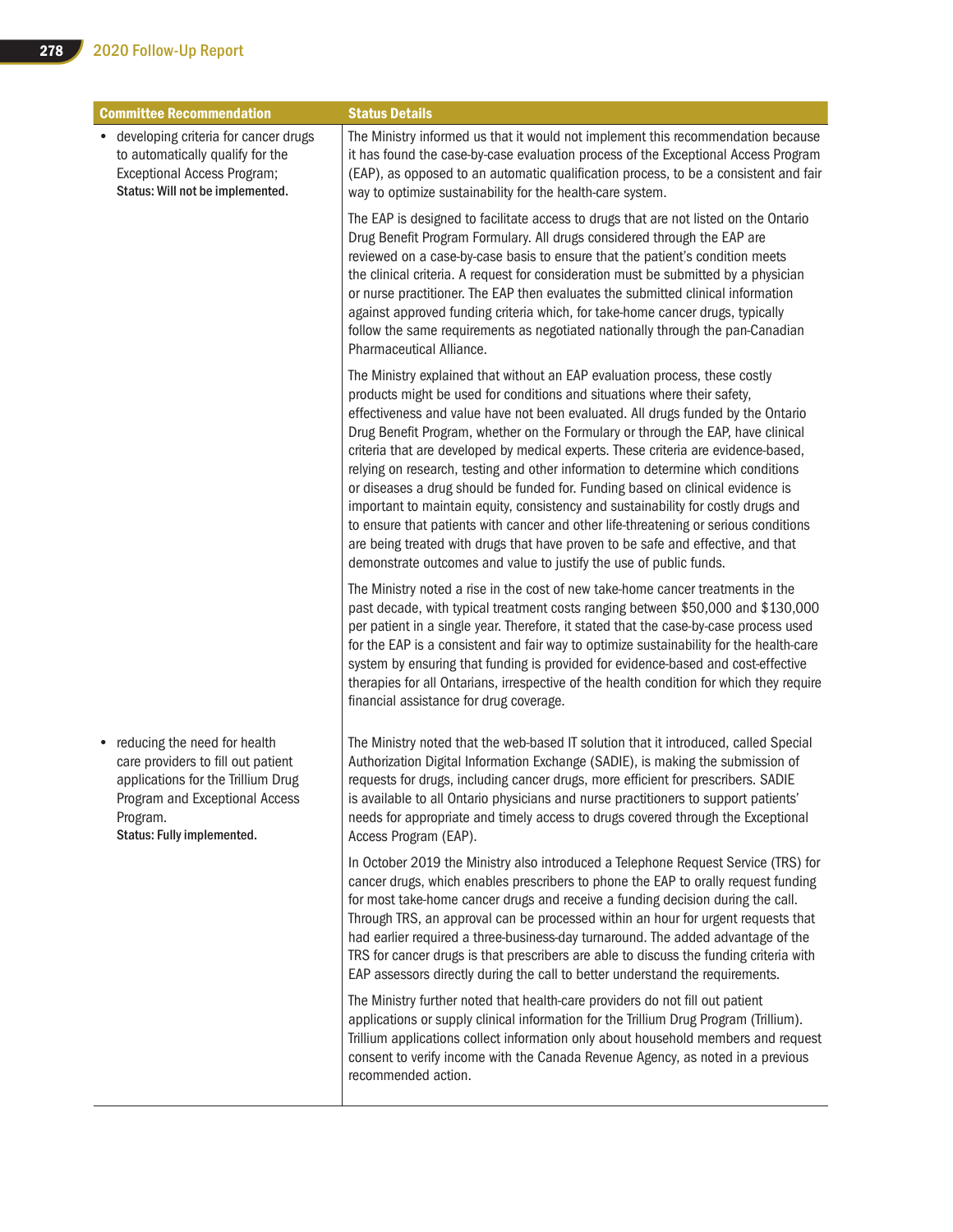| Committee Recommendation | Status Details |
|---|---|
| • developing criteria for cancer drugs to automatically qualify for the Exceptional Access Program;<br>**Status: Will not be implemented.** | The Ministry informed us that it would not implement this recommendation because it has found the case-by-case evaluation process of the Exceptional Access Program (EAP), as opposed to an automatic qualification process, to be a consistent and fair way to optimize sustainability for the health-care system.<br><br>The EAP is designed to facilitate access to drugs that are not listed on the Ontario Drug Benefit Program Formulary. All drugs considered through the EAP are reviewed on a case-by-case basis to ensure that the patient's condition meets the clinical criteria. A request for consideration must be submitted by a physician or nurse practitioner. The EAP then evaluates the submitted clinical information against approved funding criteria which, for take-home cancer drugs, typically follow the same requirements as negotiated nationally through the pan-Canadian Pharmaceutical Alliance.<br><br>The Ministry explained that without an EAP evaluation process, these costly products might be used for conditions and situations where their safety, effectiveness and value have not been evaluated. All drugs funded by the Ontario Drug Benefit Program, whether on the Formulary or through the EAP, have clinical criteria that are developed by medical experts. These criteria are evidence-based, relying on research, testing and other information to determine which conditions or diseases a drug should be funded for. Funding based on clinical evidence is important to maintain equity, consistency and sustainability for costly drugs and to ensure that patients with cancer and other life-threatening or serious conditions are being treated with drugs that have proven to be safe and effective, and that demonstrate outcomes and value to justify the use of public funds.<br><br>The Ministry noted a rise in the cost of new take-home cancer treatments in the past decade, with typical treatment costs ranging between \$50,000 and \$130,000 per patient in a single year. Therefore, it stated that the case-by-case process used for the EAP is a consistent and fair way to optimize sustainability for the health-care system by ensuring that funding is provided for evidence-based and cost-effective therapies for all Ontarians, irrespective of the health condition for which they require financial assistance for drug coverage. |
| • reducing the need for health care providers to fill out patient applications for the Trillium Drug Program and Exceptional Access Program.<br>**Status: Fully implemented.** | The Ministry noted that the web-based IT solution that it introduced, called Special Authorization Digital Information Exchange (SADIE), is making the submission of requests for drugs, including cancer drugs, more efficient for prescribers. SADIE is available to all Ontario physicians and nurse practitioners to support patients' needs for appropriate and timely access to drugs covered through the Exceptional Access Program (EAP).<br><br>In October 2019 the Ministry also introduced a Telephone Request Service (TRS) for cancer drugs, which enables prescribers to phone the EAP to orally request funding for most take-home cancer drugs and receive a funding decision during the call. Through TRS, an approval can be processed within an hour for urgent requests that had earlier required a three-business-day turnaround. The added advantage of the TRS for cancer drugs is that prescribers are able to discuss the funding criteria with EAP assessors directly during the call to better understand the requirements.<br><br>The Ministry further noted that health-care providers do not fill out patient applications or supply clinical information for the Trillium Drug Program (Trillium). Trillium applications collect information only about household members and request consent to verify income with the Canada Revenue Agency, as noted in a previous recommended action. |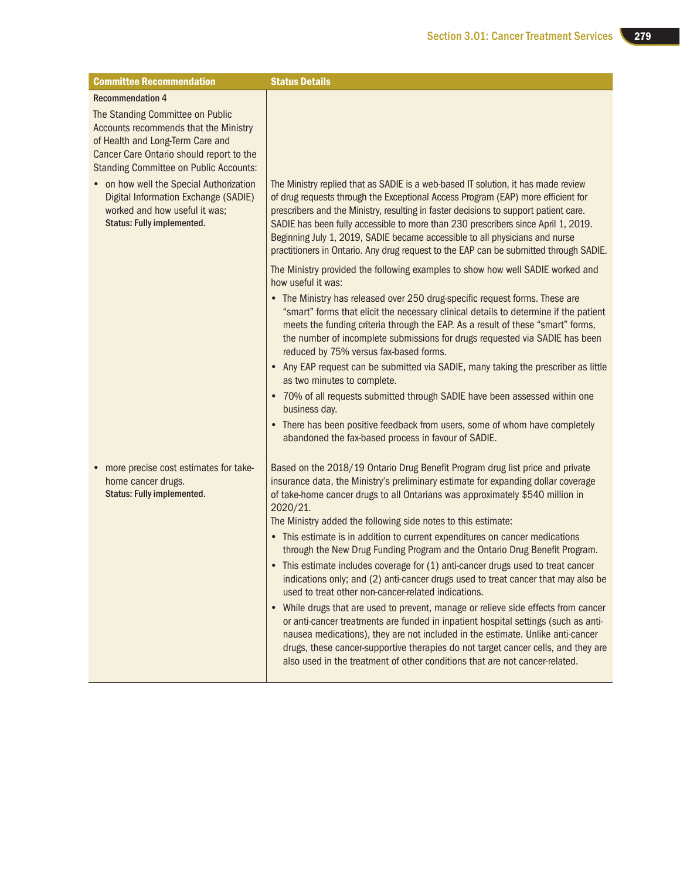| Committee Recommendation | Status Details |
| --- | --- |
| **Recommendation 4**<br><br>The Standing Committee on Public Accounts recommends that the Ministry of Health and Long-Term Care and Cancer Care Ontario should report to the Standing Committee on Public Accounts: | |
| • on how well the Special Authorization Digital Information Exchange (SADIE) worked and how useful it was;<br>**Status: Fully implemented.** | The Ministry replied that as SADIE is a web-based IT solution, it has made review of drug requests through the Exceptional Access Program (EAP) more efficient for prescribers and the Ministry, resulting in faster decisions to support patient care. SADIE has been fully accessible to more than 230 prescribers since April 1, 2019. Beginning July 1, 2019, SADIE became accessible to all physicians and nurse practitioners in Ontario. Any drug request to the EAP can be submitted through SADIE.<br><br>The Ministry provided the following examples to show how well SADIE worked and how useful it was:<br>• The Ministry has released over 250 drug-specific request forms. These are "smart" forms that elicit the necessary clinical details to determine if the patient meets the funding criteria through the EAP. As a result of these "smart" forms, the number of incomplete submissions for drugs requested via SADIE has been reduced by 75% versus fax-based forms.<br>• Any EAP request can be submitted via SADIE, many taking the prescriber as little as two minutes to complete.<br>• 70% of all requests submitted through SADIE have been assessed within one business day.<br>• There has been positive feedback from users, some of whom have completely abandoned the fax-based process in favour of SADIE. |
| • more precise cost estimates for take-home cancer drugs.<br>**Status: Fully implemented.** | Based on the 2018/19 Ontario Drug Benefit Program drug list price and private insurance data, the Ministry's preliminary estimate for expanding dollar coverage of take-home cancer drugs to all Ontarians was approximately $540 million in 2020/21.<br>The Ministry added the following side notes to this estimate:<br>• This estimate is in addition to current expenditures on cancer medications through the New Drug Funding Program and the Ontario Drug Benefit Program.<br>• This estimate includes coverage for (1) anti-cancer drugs used to treat cancer indications only; and (2) anti-cancer drugs used to treat cancer that may also be used to treat other non-cancer-related indications.<br>• While drugs that are used to prevent, manage or relieve side effects from cancer or anti-cancer treatments are funded in inpatient hospital settings (such as anti-nausea medications), they are not included in the estimate. Unlike anti-cancer drugs, these cancer-supportive therapies do not target cancer cells, and they are also used in the treatment of other conditions that are not cancer-related. |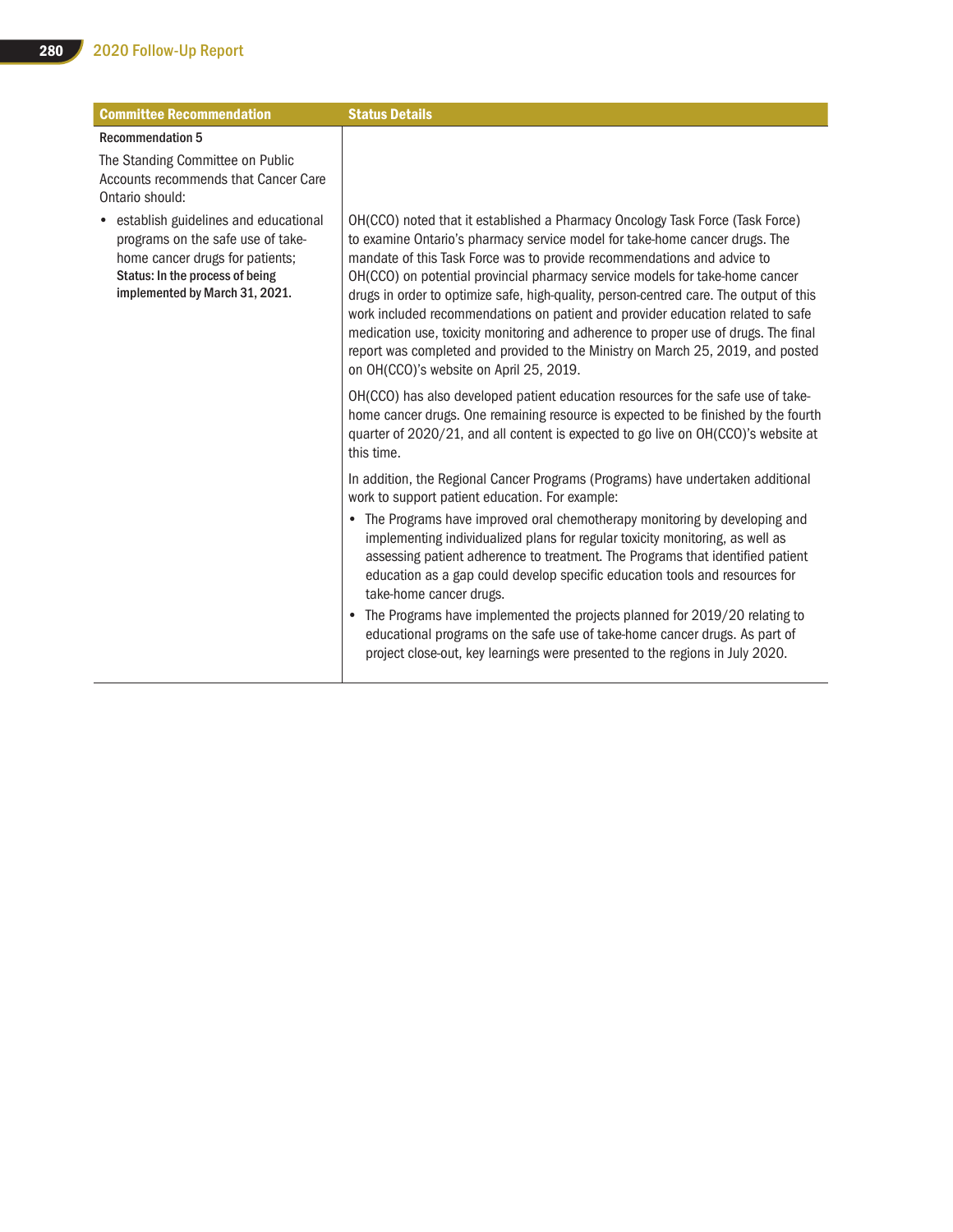| Committee Recommendation | Status Details |
|---|---|
| **Recommendation 5**<br><br>The Standing Committee on Public Accounts recommends that Cancer Care Ontario should: | |
| • establish guidelines and educational programs on the safe use of take-home cancer drugs for patients;<br>**Status: In the process of being implemented by March 31, 2021.** | OH(CCO) noted that it established a Pharmacy Oncology Task Force (Task Force) to examine Ontario's pharmacy service model for take-home cancer drugs. The mandate of this Task Force was to provide recommendations and advice to OH(CCO) on potential provincial pharmacy service models for take-home cancer drugs in order to optimize safe, high-quality, person-centred care. The output of this work included recommendations on patient and provider education related to safe medication use, toxicity monitoring and adherence to proper use of drugs. The final report was completed and provided to the Ministry on March 25, 2019, and posted on OH(CCO)'s website on April 25, 2019.<br><br>OH(CCO) has also developed patient education resources for the safe use of take-home cancer drugs. One remaining resource is expected to be finished by the fourth quarter of 2020/21, and all content is expected to go live on OH(CCO)'s website at this time.<br><br>In addition, the Regional Cancer Programs (Programs) have undertaken additional work to support patient education. For example:<br>• The Programs have improved oral chemotherapy monitoring by developing and implementing individualized plans for regular toxicity monitoring, as well as assessing patient adherence to treatment. The Programs that identified patient education as a gap could develop specific education tools and resources for take-home cancer drugs.<br>• The Programs have implemented the projects planned for 2019/20 relating to educational programs on the safe use of take-home cancer drugs. As part of project close-out, key learnings were presented to the regions in July 2020. |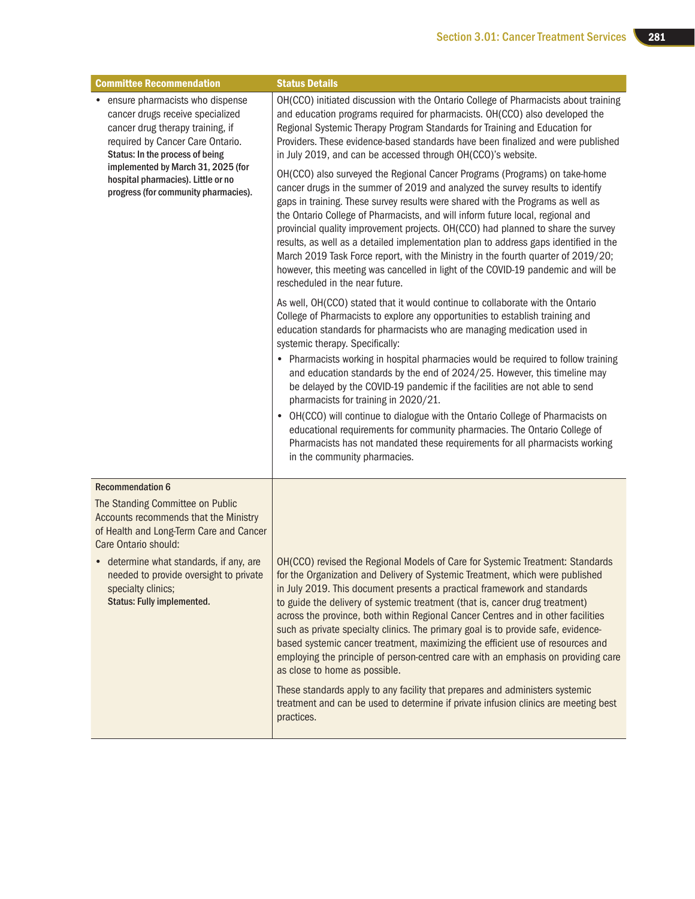| Committee Recommendation | Status Details |
| --- | --- |
| • ensure pharmacists who dispense cancer drugs receive specialized cancer drug therapy training, if required by Cancer Care Ontario.<br>**Status: In the process of being implemented by March 31, 2025 (for hospital pharmacies). Little or no progress (for community pharmacies).** | OH(CCO) initiated discussion with the Ontario College of Pharmacists about training and education programs required for pharmacists. OH(CCO) also developed the Regional Systemic Therapy Program Standards for Training and Education for Providers. These evidence-based standards have been finalized and were published in July 2019, and can be accessed through OH(CCO)'s website.<br><br>OH(CCO) also surveyed the Regional Cancer Programs (Programs) on take-home cancer drugs in the summer of 2019 and analyzed the survey results to identify gaps in training. These survey results were shared with the Programs as well as the Ontario College of Pharmacists, and will inform future local, regional and provincial quality improvement projects. OH(CCO) had planned to share the survey results, as well as a detailed implementation plan to address gaps identified in the March 2019 Task Force report, with the Ministry in the fourth quarter of 2019/20; however, this meeting was cancelled in light of the COVID-19 pandemic and will be rescheduled in the near future.<br><br>As well, OH(CCO) stated that it would continue to collaborate with the Ontario College of Pharmacists to explore any opportunities to establish training and education standards for pharmacists who are managing medication used in systemic therapy. Specifically:<br>• Pharmacists working in hospital pharmacies would be required to follow training and education standards by the end of 2024/25. However, this timeline may be delayed by the COVID-19 pandemic if the facilities are not able to send pharmacists for training in 2020/21.<br>• OH(CCO) will continue to dialogue with the Ontario College of Pharmacists on educational requirements for community pharmacies. The Ontario College of Pharmacists has not mandated these requirements for all pharmacists working in the community pharmacies. |
| **Recommendation 6**<br>The Standing Committee on Public Accounts recommends that the Ministry of Health and Long-Term Care and Cancer Care Ontario should: | |
| • determine what standards, if any, are needed to provide oversight to private specialty clinics;<br>**Status: Fully implemented.** | OH(CCO) revised the Regional Models of Care for Systemic Treatment: Standards for the Organization and Delivery of Systemic Treatment, which were published in July 2019. This document presents a practical framework and standards to guide the delivery of systemic treatment (that is, cancer drug treatment) across the province, both within Regional Cancer Centres and in other facilities such as private specialty clinics. The primary goal is to provide safe, evidence-based systemic cancer treatment, maximizing the efficient use of resources and employing the principle of person-centred care with an emphasis on providing care as close to home as possible.<br><br>These standards apply to any facility that prepares and administers systemic treatment and can be used to determine if private infusion clinics are meeting best practices. |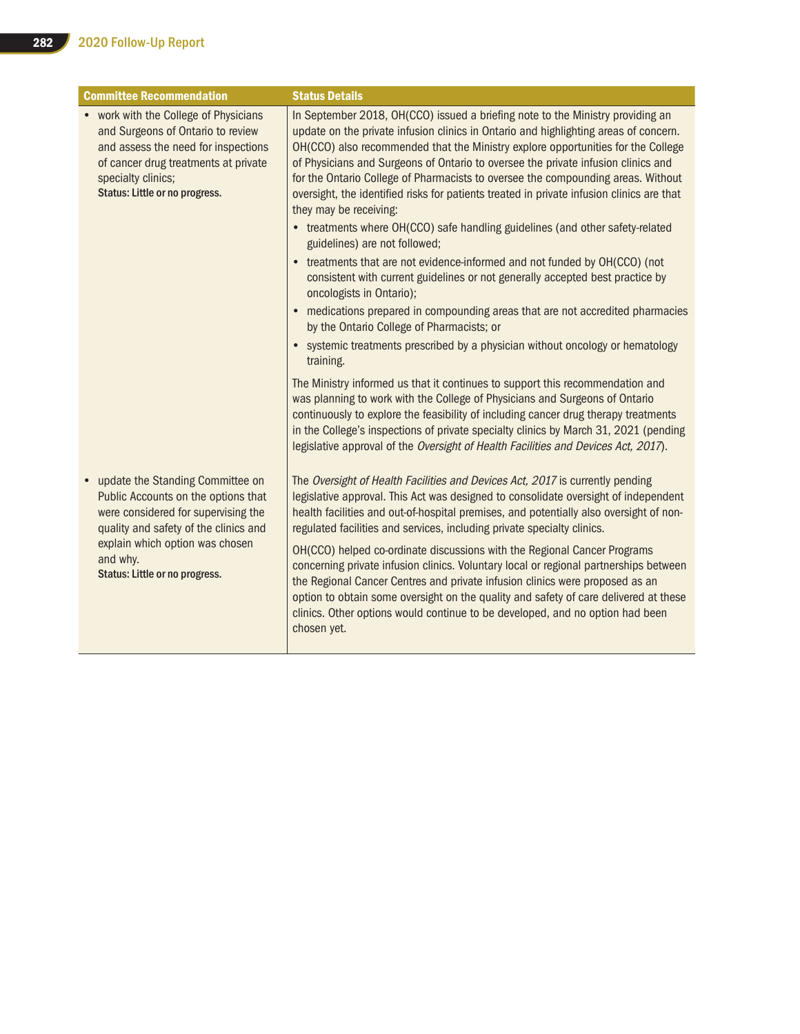| Committee Recommendation | Status Details |
| --- | --- |
| • work with the College of Physicians and Surgeons of Ontario to review and assess the need for inspections of cancer drug treatments at private specialty clinics;<br>**Status: Little or no progress.** | In September 2018, OH(CCO) issued a briefing note to the Ministry providing an update on the private infusion clinics in Ontario and highlighting areas of concern. OH(CCO) also recommended that the Ministry explore opportunities for the College of Physicians and Surgeons of Ontario to oversee the private infusion clinics and for the Ontario College of Pharmacists to oversee the compounding areas. Without oversight, the identified risks for patients treated in private infusion clinics are that they may be receiving:<br>• treatments where OH(CCO) safe handling guidelines (and other safety-related guidelines) are not followed;<br>• treatments that are not evidence-informed and not funded by OH(CCO) (not consistent with current guidelines or not generally accepted best practice by oncologists in Ontario);<br>• medications prepared in compounding areas that are not accredited pharmacies by the Ontario College of Pharmacists; or<br>• systemic treatments prescribed by a physician without oncology or hematology training.<br><br>The Ministry informed us that it continues to support this recommendation and was planning to work with the College of Physicians and Surgeons of Ontario continuously to explore the feasibility of including cancer drug therapy treatments in the College's inspections of private specialty clinics by March 31, 2021 (pending legislative approval of the *Oversight of Health Facilities and Devices Act, 2017*). |
| • update the Standing Committee on Public Accounts on the options that were considered for supervising the quality and safety of the clinics and explain which option was chosen and why.<br>**Status: Little or no progress.** | The *Oversight of Health Facilities and Devices Act, 2017* is currently pending legislative approval. This Act was designed to consolidate oversight of independent health facilities and out-of-hospital premises, and potentially also oversight of non-regulated facilities and services, including private specialty clinics.<br><br>OH(CCO) helped co-ordinate discussions with the Regional Cancer Programs concerning private infusion clinics. Voluntary local or regional partnerships between the Regional Cancer Centres and private infusion clinics were proposed as an option to obtain some oversight on the quality and safety of care delivered at these clinics. Other options would continue to be developed, and no option had been chosen yet. |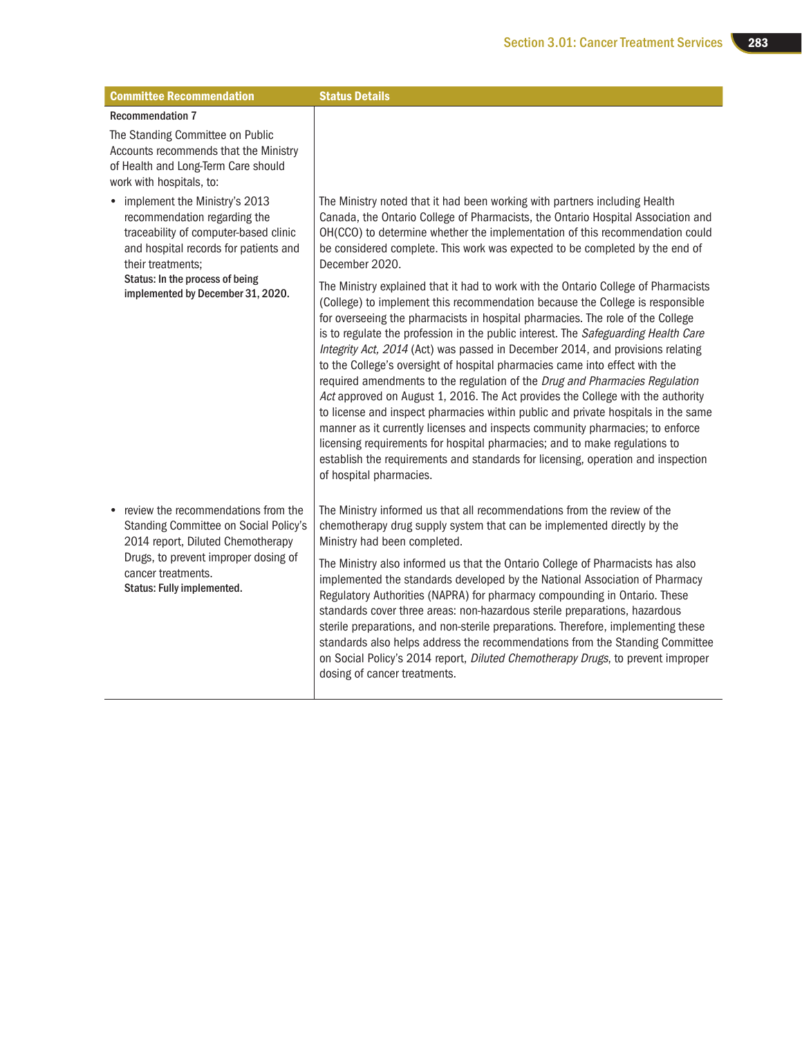| Committee Recommendation | Status Details |
|---|---|
| **Recommendation 7**<br><br>The Standing Committee on Public Accounts recommends that the Ministry of Health and Long-Term Care should work with hospitals, to: | |
| • implement the Ministry's 2013 recommendation regarding the traceability of computer-based clinic and hospital records for patients and their treatments;<br>**Status: In the process of being implemented by December 31, 2020.** | The Ministry noted that it had been working with partners including Health Canada, the Ontario College of Pharmacists, the Ontario Hospital Association and OH(CCO) to determine whether the implementation of this recommendation could be considered complete. This work was expected to be completed by the end of December 2020.<br><br>The Ministry explained that it had to work with the Ontario College of Pharmacists (College) to implement this recommendation because the College is responsible for overseeing the pharmacists in hospital pharmacies. The role of the College is to regulate the profession in the public interest. The *Safeguarding Health Care Integrity Act, 2014* (Act) was passed in December 2014, and provisions relating to the College's oversight of hospital pharmacies came into effect with the required amendments to the regulation of the *Drug and Pharmacies Regulation Act* approved on August 1, 2016. The Act provides the College with the authority to license and inspect pharmacies within public and private hospitals in the same manner as it currently licenses and inspects community pharmacies; to enforce licensing requirements for hospital pharmacies; and to make regulations to establish the requirements and standards for licensing, operation and inspection of hospital pharmacies. |
| • review the recommendations from the Standing Committee on Social Policy's 2014 report, Diluted Chemotherapy Drugs, to prevent improper dosing of cancer treatments.<br>**Status: Fully implemented.** | The Ministry informed us that all recommendations from the review of the chemotherapy drug supply system that can be implemented directly by the Ministry had been completed.<br><br>The Ministry also informed us that the Ontario College of Pharmacists has also implemented the standards developed by the National Association of Pharmacy Regulatory Authorities (NAPRA) for pharmacy compounding in Ontario. These standards cover three areas: non-hazardous sterile preparations, hazardous sterile preparations, and non-sterile preparations. Therefore, implementing these standards also helps address the recommendations from the Standing Committee on Social Policy's 2014 report, *Diluted Chemotherapy Drugs*, to prevent improper dosing of cancer treatments. |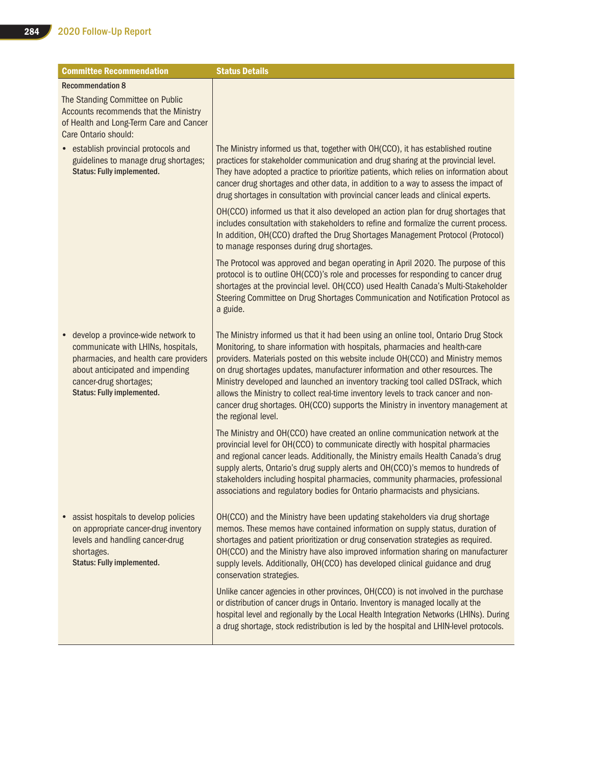| Committee Recommendation | Status Details |
|---|---|
| **Recommendation 8**<br>The Standing Committee on Public Accounts recommends that the Ministry of Health and Long-Term Care and Cancer Care Ontario should: | |
| • establish provincial protocols and guidelines to manage drug shortages;<br>**Status: Fully implemented.** | The Ministry informed us that, together with OH(CCO), it has established routine practices for stakeholder communication and drug sharing at the provincial level. They have adopted a practice to prioritize patients, which relies on information about cancer drug shortages and other data, in addition to a way to assess the impact of drug shortages in consultation with provincial cancer leads and clinical experts.<br><br>OH(CCO) informed us that it also developed an action plan for drug shortages that includes consultation with stakeholders to refine and formalize the current process. In addition, OH(CCO) drafted the Drug Shortages Management Protocol (Protocol) to manage responses during drug shortages.<br><br>The Protocol was approved and began operating in April 2020. The purpose of this protocol is to outline OH(CCO)'s role and processes for responding to cancer drug shortages at the provincial level. OH(CCO) used Health Canada's Multi-Stakeholder Steering Committee on Drug Shortages Communication and Notification Protocol as a guide. |
| • develop a province-wide network to communicate with LHINs, hospitals, pharmacies, and health care providers about anticipated and impending cancer-drug shortages;<br>**Status: Fully implemented.** | The Ministry informed us that it had been using an online tool, Ontario Drug Stock Monitoring, to share information with hospitals, pharmacies and health-care providers. Materials posted on this website include OH(CCO) and Ministry memos on drug shortages updates, manufacturer information and other resources. The Ministry developed and launched an inventory tracking tool called DSTrack, which allows the Ministry to collect real-time inventory levels to track cancer and non-cancer drug shortages. OH(CCO) supports the Ministry in inventory management at the regional level.<br><br>The Ministry and OH(CCO) have created an online communication network at the provincial level for OH(CCO) to communicate directly with hospital pharmacies and regional cancer leads. Additionally, the Ministry emails Health Canada's drug supply alerts, Ontario's drug supply alerts and OH(CCO)'s memos to hundreds of stakeholders including hospital pharmacies, community pharmacies, professional associations and regulatory bodies for Ontario pharmacists and physicians. |
| • assist hospitals to develop policies on appropriate cancer-drug inventory levels and handling cancer-drug shortages.<br>**Status: Fully implemented.** | OH(CCO) and the Ministry have been updating stakeholders via drug shortage memos. These memos have contained information on supply status, duration of shortages and patient prioritization or drug conservation strategies as required. OH(CCO) and the Ministry have also improved information sharing on manufacturer supply levels. Additionally, OH(CCO) has developed clinical guidance and drug conservation strategies.<br><br>Unlike cancer agencies in other provinces, OH(CCO) is not involved in the purchase or distribution of cancer drugs in Ontario. Inventory is managed locally at the hospital level and regionally by the Local Health Integration Networks (LHINs). During a drug shortage, stock redistribution is led by the hospital and LHIN-level protocols. |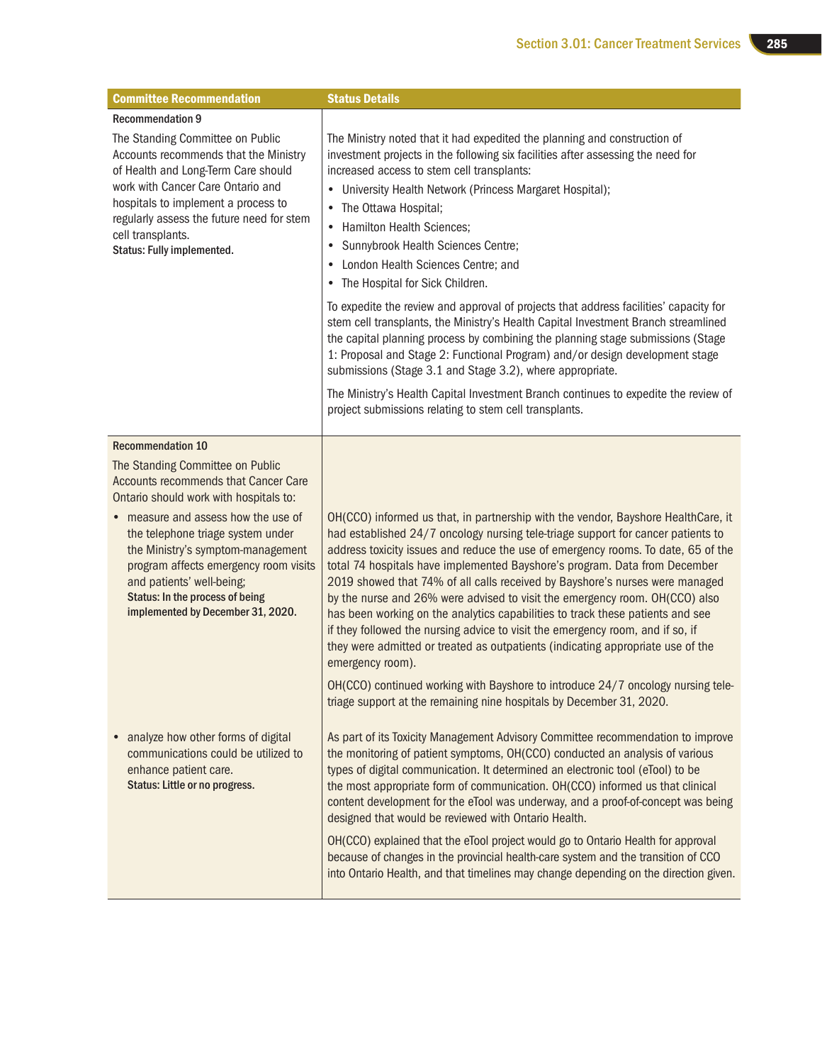| Committee Recommendation | Status Details |
|---|---|
| **Recommendation 9**<br><br>The Standing Committee on Public Accounts recommends that the Ministry of Health and Long-Term Care should work with Cancer Care Ontario and hospitals to implement a process to regularly assess the future need for stem cell transplants.<br>**Status: Fully implemented.** | The Ministry noted that it had expedited the planning and construction of investment projects in the following six facilities after assessing the need for increased access to stem cell transplants:<br>• University Health Network (Princess Margaret Hospital);<br>• The Ottawa Hospital;<br>• Hamilton Health Sciences;<br>• Sunnybrook Health Sciences Centre;<br>• London Health Sciences Centre; and<br>• The Hospital for Sick Children.<br><br>To expedite the review and approval of projects that address facilities' capacity for stem cell transplants, the Ministry's Health Capital Investment Branch streamlined the capital planning process by combining the planning stage submissions (Stage 1: Proposal and Stage 2: Functional Program) and/or design development stage submissions (Stage 3.1 and Stage 3.2), where appropriate.<br><br>The Ministry's Health Capital Investment Branch continues to expedite the review of project submissions relating to stem cell transplants. |
| **Recommendation 10**<br><br>The Standing Committee on Public Accounts recommends that Cancer Care Ontario should work with hospitals to: | |
| • measure and assess how the use of the telephone triage system under the Ministry's symptom-management program affects emergency room visits and patients' well-being;<br>**Status: In the process of being implemented by December 31, 2020.** | OH(CCO) informed us that, in partnership with the vendor, Bayshore HealthCare, it had established 24/7 oncology nursing tele-triage support for cancer patients to address toxicity issues and reduce the use of emergency rooms. To date, 65 of the total 74 hospitals have implemented Bayshore's program. Data from December 2019 showed that 74% of all calls received by Bayshore's nurses were managed by the nurse and 26% were advised to visit the emergency room. OH(CCO) also has been working on the analytics capabilities to track these patients and see if they followed the nursing advice to visit the emergency room, and if so, if they were admitted or treated as outpatients (indicating appropriate use of the emergency room).<br><br>OH(CCO) continued working with Bayshore to introduce 24/7 oncology nursing tele-triage support at the remaining nine hospitals by December 31, 2020. |
| • analyze how other forms of digital communications could be utilized to enhance patient care.<br>**Status: Little or no progress.** | As part of its Toxicity Management Advisory Committee recommendation to improve the monitoring of patient symptoms, OH(CCO) conducted an analysis of various types of digital communication. It determined an electronic tool (eTool) to be the most appropriate form of communication. OH(CCO) informed us that clinical content development for the eTool was underway, and a proof-of-concept was being designed that would be reviewed with Ontario Health.<br><br>OH(CCO) explained that the eTool project would go to Ontario Health for approval because of changes in the provincial health-care system and the transition of CCO into Ontario Health, and that timelines may change depending on the direction given. |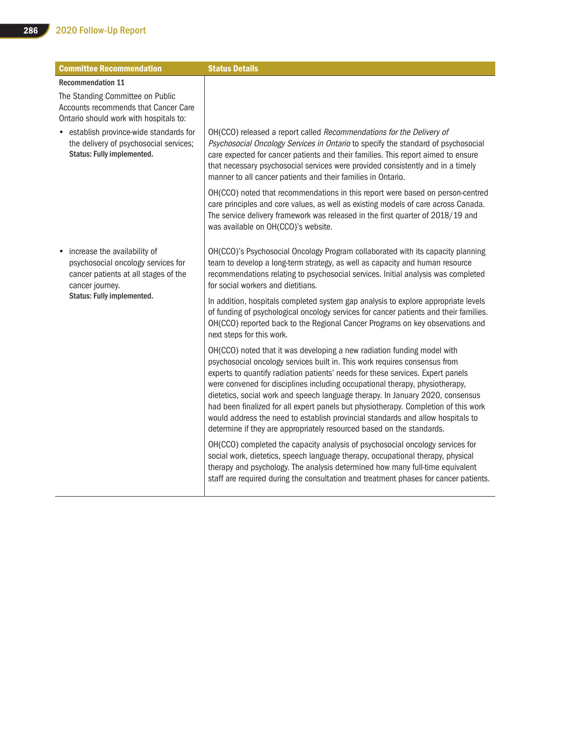| Committee Recommendation | Status Details |
|---|---|
| **Recommendation 11**<br>The Standing Committee on Public Accounts recommends that Cancer Care Ontario should work with hospitals to: | |
| • establish province-wide standards for the delivery of psychosocial services;<br>**Status: Fully implemented.** | OH(CCO) released a report called *Recommendations for the Delivery of Psychosocial Oncology Services in Ontario* to specify the standard of psychosocial care expected for cancer patients and their families. This report aimed to ensure that necessary psychosocial services were provided consistently and in a timely manner to all cancer patients and their families in Ontario.<br><br>OH(CCO) noted that recommendations in this report were based on person-centred care principles and core values, as well as existing models of care across Canada. The service delivery framework was released in the first quarter of 2018/19 and was available on OH(CCO)'s website. |
| • increase the availability of psychosocial oncology services for cancer patients at all stages of the cancer journey.<br>**Status: Fully implemented.** | OH(CCO)'s Psychosocial Oncology Program collaborated with its capacity planning team to develop a long-term strategy, as well as capacity and human resource recommendations relating to psychosocial services. Initial analysis was completed for social workers and dietitians.<br><br>In addition, hospitals completed system gap analysis to explore appropriate levels of funding of psychological oncology services for cancer patients and their families. OH(CCO) reported back to the Regional Cancer Programs on key observations and next steps for this work.<br><br>OH(CCO) noted that it was developing a new radiation funding model with psychosocial oncology services built in. This work requires consensus from experts to quantify radiation patients' needs for these services. Expert panels were convened for disciplines including occupational therapy, physiotherapy, dietetics, social work and speech language therapy. In January 2020, consensus had been finalized for all expert panels but physiotherapy. Completion of this work would address the need to establish provincial standards and allow hospitals to determine if they are appropriately resourced based on the standards.<br><br>OH(CCO) completed the capacity analysis of psychosocial oncology services for social work, dietetics, speech language therapy, occupational therapy, physical therapy and psychology. The analysis determined how many full-time equivalent staff are required during the consultation and treatment phases for cancer patients. |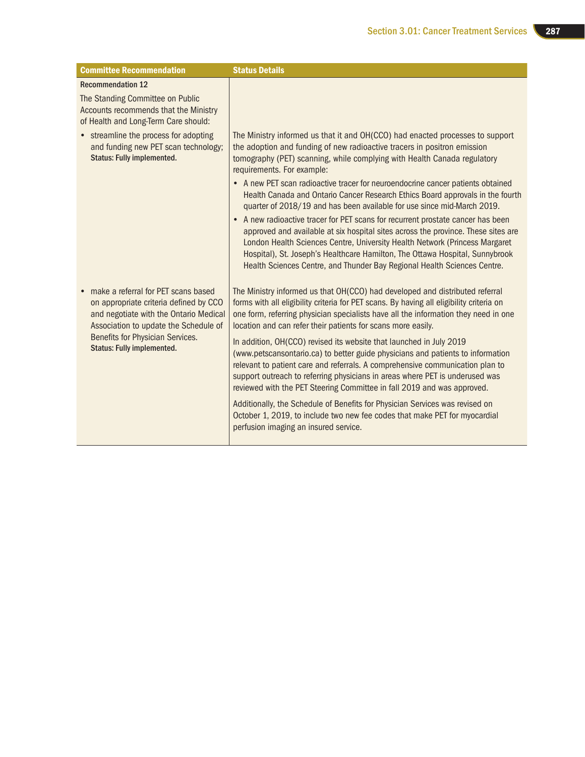| Committee Recommendation | Status Details |
|---|---|
| **Recommendation 12**<br><br>The Standing Committee on Public Accounts recommends that the Ministry of Health and Long-Term Care should: | |
| • streamline the process for adopting and funding new PET scan technology;<br>**Status: Fully implemented.** | The Ministry informed us that it and OH(CCO) had enacted processes to support the adoption and funding of new radioactive tracers in positron emission tomography (PET) scanning, while complying with Health Canada regulatory requirements. For example:<br>• A new PET scan radioactive tracer for neuroendocrine cancer patients obtained Health Canada and Ontario Cancer Research Ethics Board approvals in the fourth quarter of 2018/19 and has been available for use since mid-March 2019.<br>• A new radioactive tracer for PET scans for recurrent prostate cancer has been approved and available at six hospital sites across the province. These sites are London Health Sciences Centre, University Health Network (Princess Margaret Hospital), St. Joseph's Healthcare Hamilton, The Ottawa Hospital, Sunnybrook Health Sciences Centre, and Thunder Bay Regional Health Sciences Centre. |
| • make a referral for PET scans based on appropriate criteria defined by CCO and negotiate with the Ontario Medical Association to update the Schedule of Benefits for Physician Services.<br>**Status: Fully implemented.** | The Ministry informed us that OH(CCO) had developed and distributed referral forms with all eligibility criteria for PET scans. By having all eligibility criteria on one form, referring physician specialists have all the information they need in one location and can refer their patients for scans more easily.<br><br>In addition, OH(CCO) revised its website that launched in July 2019 (www.petscansontario.ca) to better guide physicians and patients to information relevant to patient care and referrals. A comprehensive communication plan to support outreach to referring physicians in areas where PET is underused was reviewed with the PET Steering Committee in fall 2019 and was approved.<br><br>Additionally, the Schedule of Benefits for Physician Services was revised on October 1, 2019, to include two new fee codes that make PET for myocardial perfusion imaging an insured service. |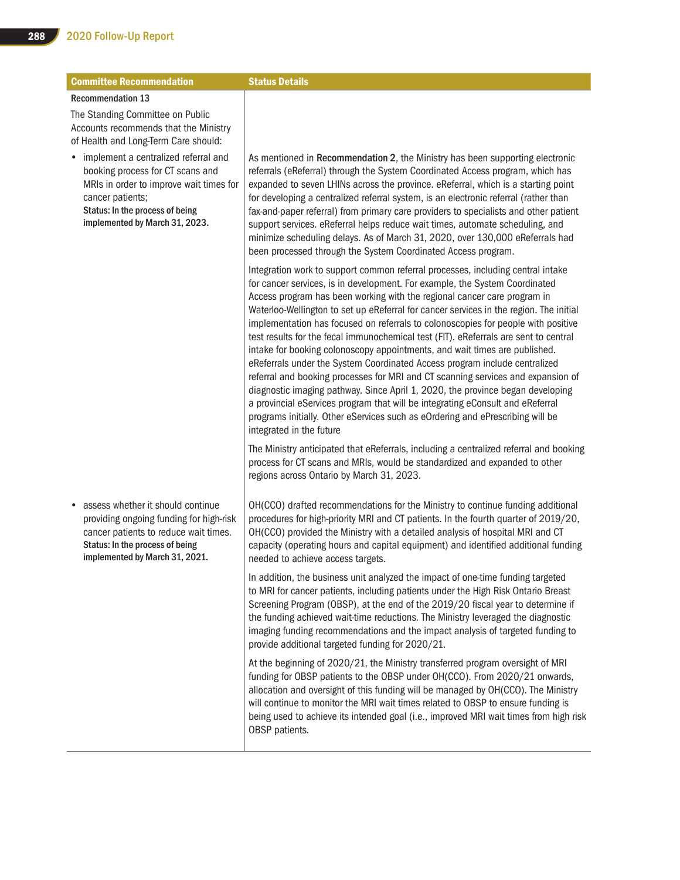| Committee Recommendation | Status Details |
| --- | --- |
| **Recommendation 13**<br><br>The Standing Committee on Public Accounts recommends that the Ministry of Health and Long-Term Care should: | |
| • implement a centralized referral and booking process for CT scans and MRIs in order to improve wait times for cancer patients;<br>**Status: In the process of being implemented by March 31, 2023.** | As mentioned in **Recommendation 2**, the Ministry has been supporting electronic referrals (eReferral) through the System Coordinated Access program, which has expanded to seven LHINs across the province. eReferral, which is a starting point for developing a centralized referral system, is an electronic referral (rather than fax-and-paper referral) from primary care providers to specialists and other patient support services. eReferral helps reduce wait times, automate scheduling, and minimize scheduling delays. As of March 31, 2020, over 130,000 eReferrals had been processed through the System Coordinated Access program.<br><br>Integration work to support common referral processes, including central intake for cancer services, is in development. For example, the System Coordinated Access program has been working with the regional cancer care program in Waterloo-Wellington to set up eReferral for cancer services in the region. The initial implementation has focused on referrals to colonoscopies for people with positive test results for the fecal immunochemical test (FIT). eReferrals are sent to central intake for booking colonoscopy appointments, and wait times are published. eReferrals under the System Coordinated Access program include centralized referral and booking processes for MRI and CT scanning services and expansion of diagnostic imaging pathway. Since April 1, 2020, the province began developing a provincial eServices program that will be integrating eConsult and eReferral programs initially. Other eServices such as eOrdering and ePrescribing will be integrated in the future<br><br>The Ministry anticipated that eReferrals, including a centralized referral and booking process for CT scans and MRIs, would be standardized and expanded to other regions across Ontario by March 31, 2023. |
| • assess whether it should continue providing ongoing funding for high-risk cancer patients to reduce wait times.<br>**Status: In the process of being implemented by March 31, 2021.** | OH(CCO) drafted recommendations for the Ministry to continue funding additional procedures for high-priority MRI and CT patients. In the fourth quarter of 2019/20, OH(CCO) provided the Ministry with a detailed analysis of hospital MRI and CT capacity (operating hours and capital equipment) and identified additional funding needed to achieve access targets.<br><br>In addition, the business unit analyzed the impact of one-time funding targeted to MRI for cancer patients, including patients under the High Risk Ontario Breast Screening Program (OBSP), at the end of the 2019/20 fiscal year to determine if the funding achieved wait-time reductions. The Ministry leveraged the diagnostic imaging funding recommendations and the impact analysis of targeted funding to provide additional targeted funding for 2020/21.<br><br>At the beginning of 2020/21, the Ministry transferred program oversight of MRI funding for OBSP patients to the OBSP under OH(CCO). From 2020/21 onwards, allocation and oversight of this funding will be managed by OH(CCO). The Ministry will continue to monitor the MRI wait times related to OBSP to ensure funding is being used to achieve its intended goal (i.e., improved MRI wait times from high risk OBSP patients. |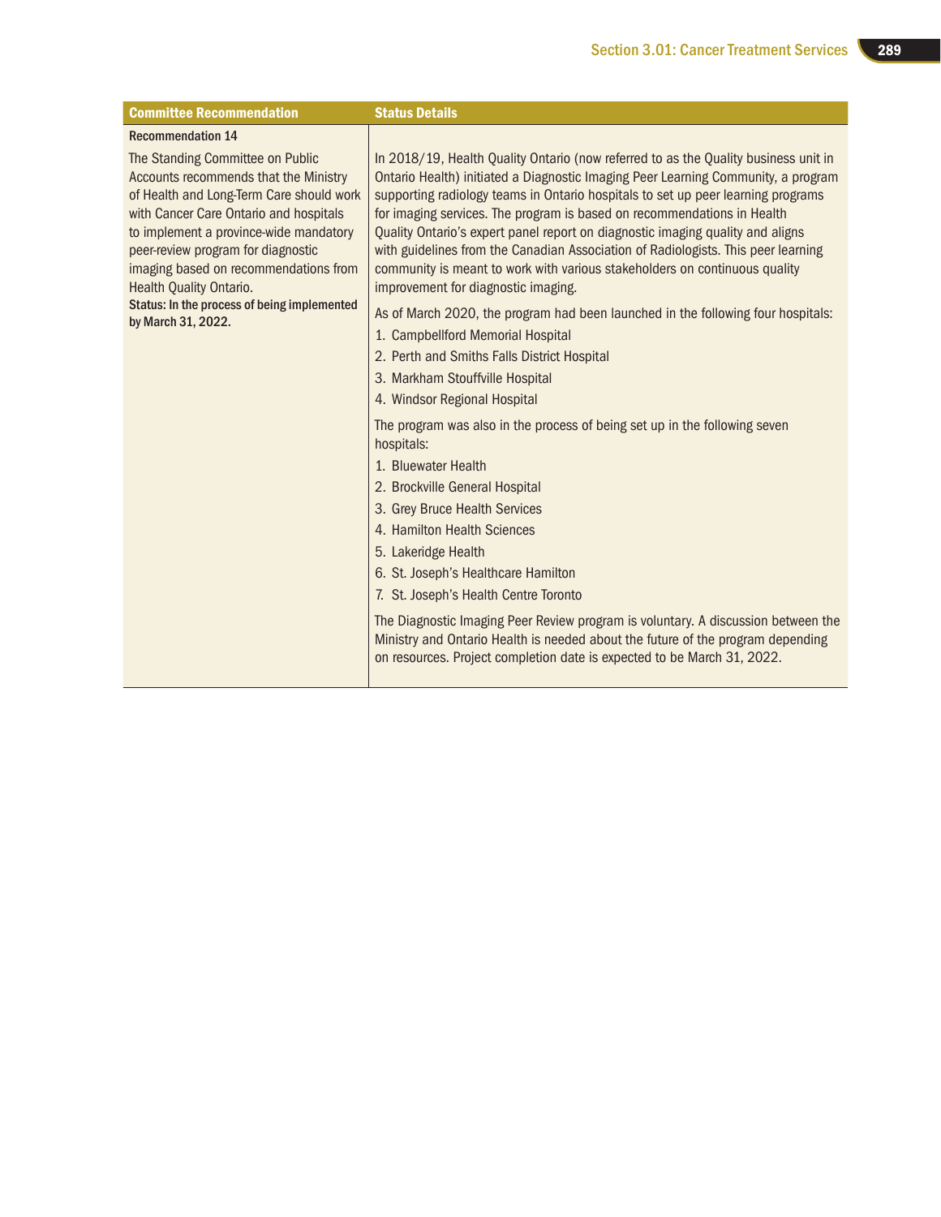| Committee Recommendation | Status Details |
|---|---|
| **Recommendation 14**<br><br>The Standing Committee on Public Accounts recommends that the Ministry of Health and Long-Term Care should work with Cancer Care Ontario and hospitals to implement a province-wide mandatory peer-review program for diagnostic imaging based on recommendations from Health Quality Ontario.<br>**Status: In the process of being implemented by March 31, 2022.** | In 2018/19, Health Quality Ontario (now referred to as the Quality business unit in Ontario Health) initiated a Diagnostic Imaging Peer Learning Community, a program supporting radiology teams in Ontario hospitals to set up peer learning programs for imaging services. The program is based on recommendations in Health Quality Ontario's expert panel report on diagnostic imaging quality and aligns with guidelines from the Canadian Association of Radiologists. This peer learning community is meant to work with various stakeholders on continuous quality improvement for diagnostic imaging.<br><br>As of March 2020, the program had been launched in the following four hospitals:<br>1. Campbellford Memorial Hospital<br>2. Perth and Smiths Falls District Hospital<br>3. Markham Stouffville Hospital<br>4. Windsor Regional Hospital<br><br>The program was also in the process of being set up in the following seven hospitals:<br>1. Bluewater Health<br>2. Brockville General Hospital<br>3. Grey Bruce Health Services<br>4. Hamilton Health Sciences<br>5. Lakeridge Health<br>6. St. Joseph's Healthcare Hamilton<br>7. St. Joseph's Health Centre Toronto<br><br>The Diagnostic Imaging Peer Review program is voluntary. A discussion between the Ministry and Ontario Health is needed about the future of the program depending on resources. Project completion date is expected to be March 31, 2022. |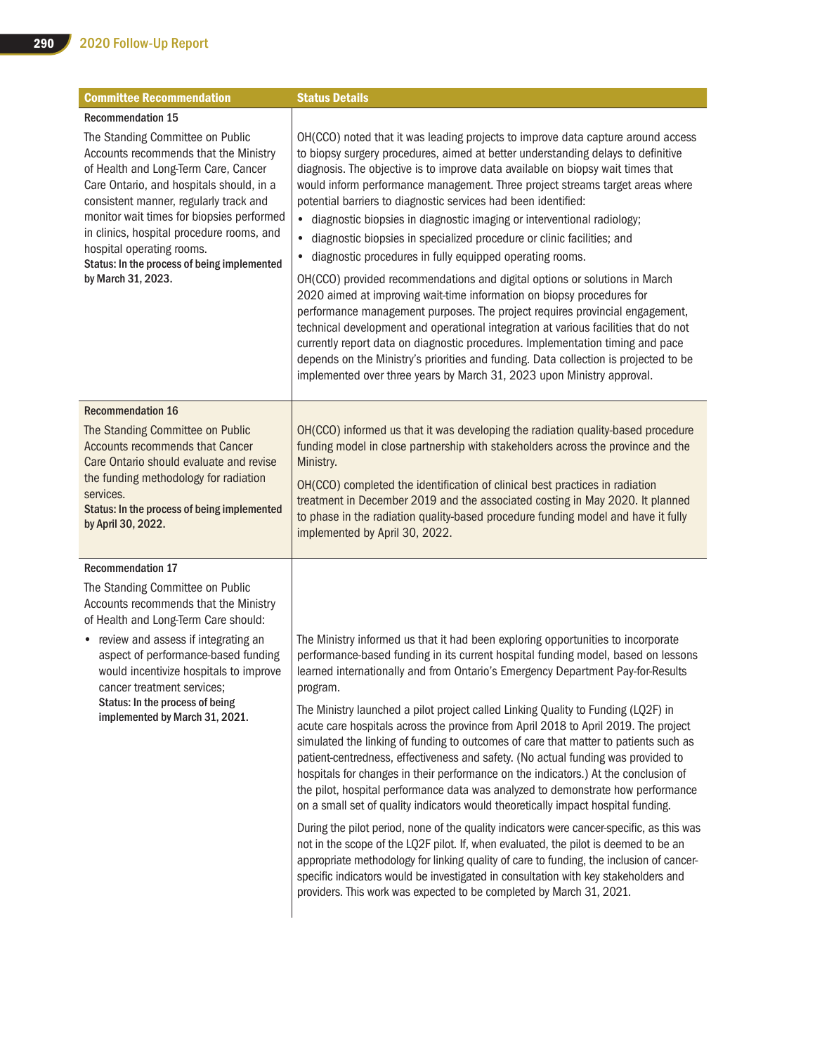| Committee Recommendation | Status Details |
|---|---|
| **Recommendation 15**<br><br>The Standing Committee on Public Accounts recommends that the Ministry of Health and Long-Term Care, Cancer Care Ontario, and hospitals should, in a consistent manner, regularly track and monitor wait times for biopsies performed in clinics, hospital procedure rooms, and hospital operating rooms.<br>**Status: In the process of being implemented by March 31, 2023.** | OH(CCO) noted that it was leading projects to improve data capture around access to biopsy surgery procedures, aimed at better understanding delays to definitive diagnosis. The objective is to improve data available on biopsy wait times that would inform performance management. Three project streams target areas where potential barriers to diagnostic services had been identified:<br>• diagnostic biopsies in diagnostic imaging or interventional radiology;<br>• diagnostic biopsies in specialized procedure or clinic facilities; and<br>• diagnostic procedures in fully equipped operating rooms.<br><br>OH(CCO) provided recommendations and digital options or solutions in March 2020 aimed at improving wait-time information on biopsy procedures for performance management purposes. The project requires provincial engagement, technical development and operational integration at various facilities that do not currently report data on diagnostic procedures. Implementation timing and pace depends on the Ministry's priorities and funding. Data collection is projected to be implemented over three years by March 31, 2023 upon Ministry approval. |
| **Recommendation 16**<br><br>The Standing Committee on Public Accounts recommends that Cancer Care Ontario should evaluate and revise the funding methodology for radiation services.<br>**Status: In the process of being implemented by April 30, 2022.** | OH(CCO) informed us that it was developing the radiation quality-based procedure funding model in close partnership with stakeholders across the province and the Ministry.<br><br>OH(CCO) completed the identification of clinical best practices in radiation treatment in December 2019 and the associated costing in May 2020. It planned to phase in the radiation quality-based procedure funding model and have it fully implemented by April 30, 2022. |
| **Recommendation 17**<br><br>The Standing Committee on Public Accounts recommends that the Ministry of Health and Long-Term Care should:<br>• review and assess if integrating an aspect of performance-based funding would incentivize hospitals to improve cancer treatment services;<br>**Status: In the process of being implemented by March 31, 2021.** | The Ministry informed us that it had been exploring opportunities to incorporate performance-based funding in its current hospital funding model, based on lessons learned internationally and from Ontario's Emergency Department Pay-for-Results program.<br><br>The Ministry launched a pilot project called Linking Quality to Funding (LQ2F) in acute care hospitals across the province from April 2018 to April 2019. The project simulated the linking of funding to outcomes of care that matter to patients such as patient-centredness, effectiveness and safety. (No actual funding was provided to hospitals for changes in their performance on the indicators.) At the conclusion of the pilot, hospital performance data was analyzed to demonstrate how performance on a small set of quality indicators would theoretically impact hospital funding.<br><br>During the pilot period, none of the quality indicators were cancer-specific, as this was not in the scope of the LQ2F pilot. If, when evaluated, the pilot is deemed to be an appropriate methodology for linking quality of care to funding, the inclusion of cancer-specific indicators would be investigated in consultation with key stakeholders and providers. This work was expected to be completed by March 31, 2021. |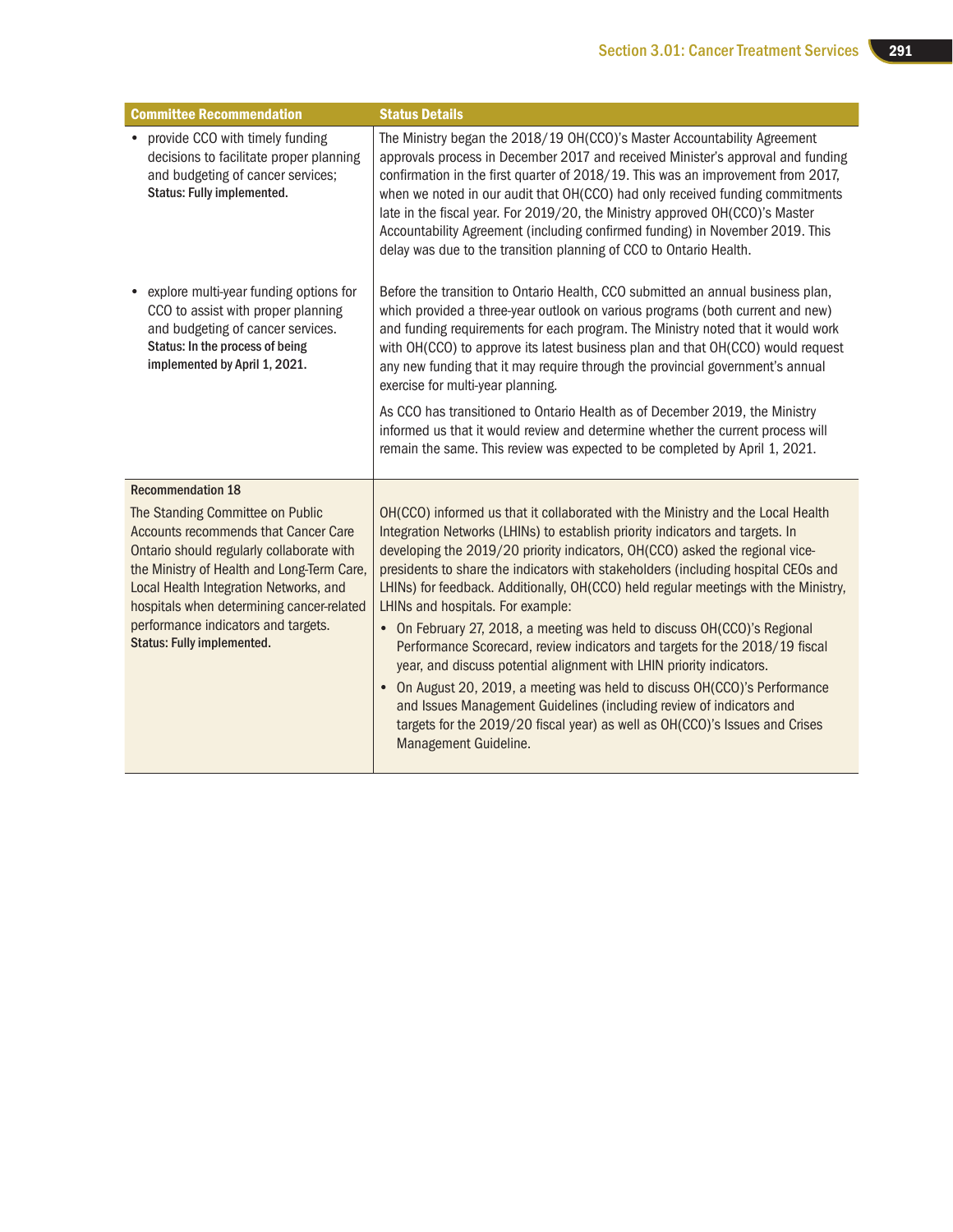| Committee Recommendation | Status Details |
|---|---|
| • provide CCO with timely funding decisions to facilitate proper planning and budgeting of cancer services;<br>**Status: Fully implemented.** | The Ministry began the 2018/19 OH(CCO)'s Master Accountability Agreement approvals process in December 2017 and received Minister's approval and funding confirmation in the first quarter of 2018/19. This was an improvement from 2017, when we noted in our audit that OH(CCO) had only received funding commitments late in the fiscal year. For 2019/20, the Ministry approved OH(CCO)'s Master Accountability Agreement (including confirmed funding) in November 2019. This delay was due to the transition planning of CCO to Ontario Health. |
| • explore multi-year funding options for CCO to assist with proper planning and budgeting of cancer services.<br>**Status: In the process of being implemented by April 1, 2021.** | Before the transition to Ontario Health, CCO submitted an annual business plan, which provided a three-year outlook on various programs (both current and new) and funding requirements for each program. The Ministry noted that it would work with OH(CCO) to approve its latest business plan and that OH(CCO) would request any new funding that it may require through the provincial government's annual exercise for multi-year planning.<br><br>As CCO has transitioned to Ontario Health as of December 2019, the Ministry informed us that it would review and determine whether the current process will remain the same. This review was expected to be completed by April 1, 2021. |
| **Recommendation 18**<br><br>The Standing Committee on Public Accounts recommends that Cancer Care Ontario should regularly collaborate with the Ministry of Health and Long-Term Care, Local Health Integration Networks, and hospitals when determining cancer-related performance indicators and targets.<br>**Status: Fully implemented.** | OH(CCO) informed us that it collaborated with the Ministry and the Local Health Integration Networks (LHINs) to establish priority indicators and targets. In developing the 2019/20 priority indicators, OH(CCO) asked the regional vice-presidents to share the indicators with stakeholders (including hospital CEOs and LHINs) for feedback. Additionally, OH(CCO) held regular meetings with the Ministry, LHINs and hospitals. For example:<br>• On February 27, 2018, a meeting was held to discuss OH(CCO)'s Regional Performance Scorecard, review indicators and targets for the 2018/19 fiscal year, and discuss potential alignment with LHIN priority indicators.<br>• On August 20, 2019, a meeting was held to discuss OH(CCO)'s Performance and Issues Management Guidelines (including review of indicators and targets for the 2019/20 fiscal year) as well as OH(CCO)'s Issues and Crises Management Guideline. |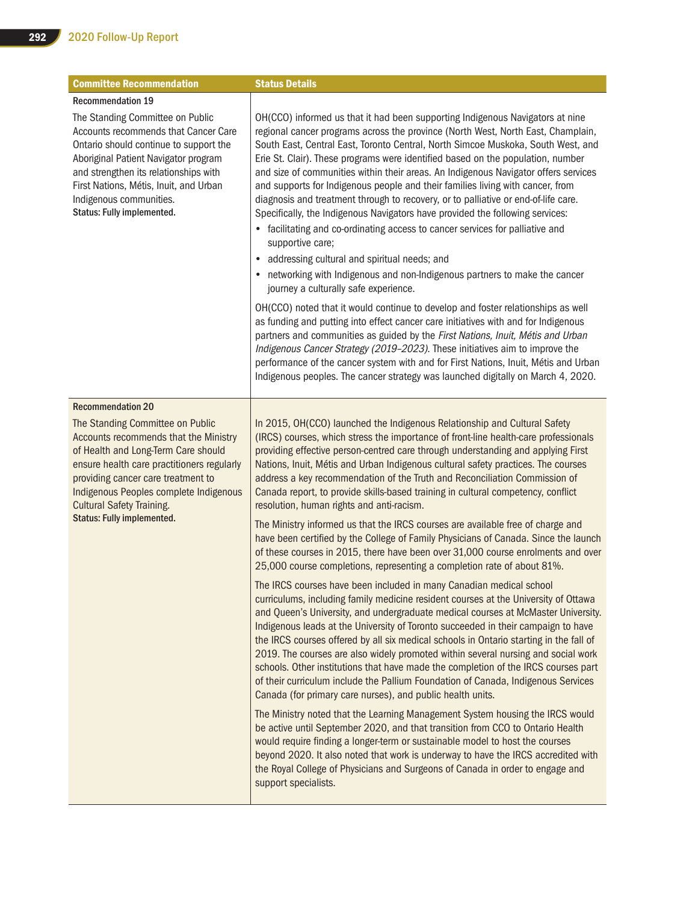| Committee Recommendation | Status Details |
|---|---|
| **Recommendation 19**<br><br>The Standing Committee on Public Accounts recommends that Cancer Care Ontario should continue to support the Aboriginal Patient Navigator program and strengthen its relationships with First Nations, Métis, Inuit, and Urban Indigenous communities.<br>**Status: Fully implemented.** | OH(CCO) informed us that it had been supporting Indigenous Navigators at nine regional cancer programs across the province (North West, North East, Champlain, South East, Central East, Toronto Central, North Simcoe Muskoka, South West, and Erie St. Clair). These programs were identified based on the population, number and size of communities within their areas. An Indigenous Navigator offers services and supports for Indigenous people and their families living with cancer, from diagnosis and treatment through to recovery, or to palliative or end-of-life care. Specifically, the Indigenous Navigators have provided the following services:<br>• facilitating and co-ordinating access to cancer services for palliative and supportive care;<br>• addressing cultural and spiritual needs; and<br>• networking with Indigenous and non-Indigenous partners to make the cancer journey a culturally safe experience.<br><br>OH(CCO) noted that it would continue to develop and foster relationships as well as funding and putting into effect cancer care initiatives with and for Indigenous partners and communities as guided by the *First Nations, Inuit, Métis and Urban Indigenous Cancer Strategy (2019–2023)*. These initiatives aim to improve the performance of the cancer system with and for First Nations, Inuit, Métis and Urban Indigenous peoples. The cancer strategy was launched digitally on March 4, 2020. |
| **Recommendation 20**<br><br>The Standing Committee on Public Accounts recommends that the Ministry of Health and Long-Term Care should ensure health care practitioners regularly providing cancer care treatment to Indigenous Peoples complete Indigenous Cultural Safety Training.<br>**Status: Fully implemented.** | In 2015, OH(CCO) launched the Indigenous Relationship and Cultural Safety (IRCS) courses, which stress the importance of front-line health-care professionals providing effective person-centred care through understanding and applying First Nations, Inuit, Métis and Urban Indigenous cultural safety practices. The courses address a key recommendation of the Truth and Reconciliation Commission of Canada report, to provide skills-based training in cultural competency, conflict resolution, human rights and anti-racism.<br><br>The Ministry informed us that the IRCS courses are available free of charge and have been certified by the College of Family Physicians of Canada. Since the launch of these courses in 2015, there have been over 31,000 course enrolments and over 25,000 course completions, representing a completion rate of about 81%.<br><br>The IRCS courses have been included in many Canadian medical school curriculums, including family medicine resident courses at the University of Ottawa and Queen's University, and undergraduate medical courses at McMaster University. Indigenous leads at the University of Toronto succeeded in their campaign to have the IRCS courses offered by all six medical schools in Ontario starting in the fall of 2019. The courses are also widely promoted within several nursing and social work schools. Other institutions that have made the completion of the IRCS courses part of their curriculum include the Pallium Foundation of Canada, Indigenous Services Canada (for primary care nurses), and public health units.<br><br>The Ministry noted that the Learning Management System housing the IRCS would be active until September 2020, and that transition from CCO to Ontario Health would require finding a longer-term or sustainable model to host the courses beyond 2020. It also noted that work is underway to have the IRCS accredited with the Royal College of Physicians and Surgeons of Canada in order to engage and support specialists. |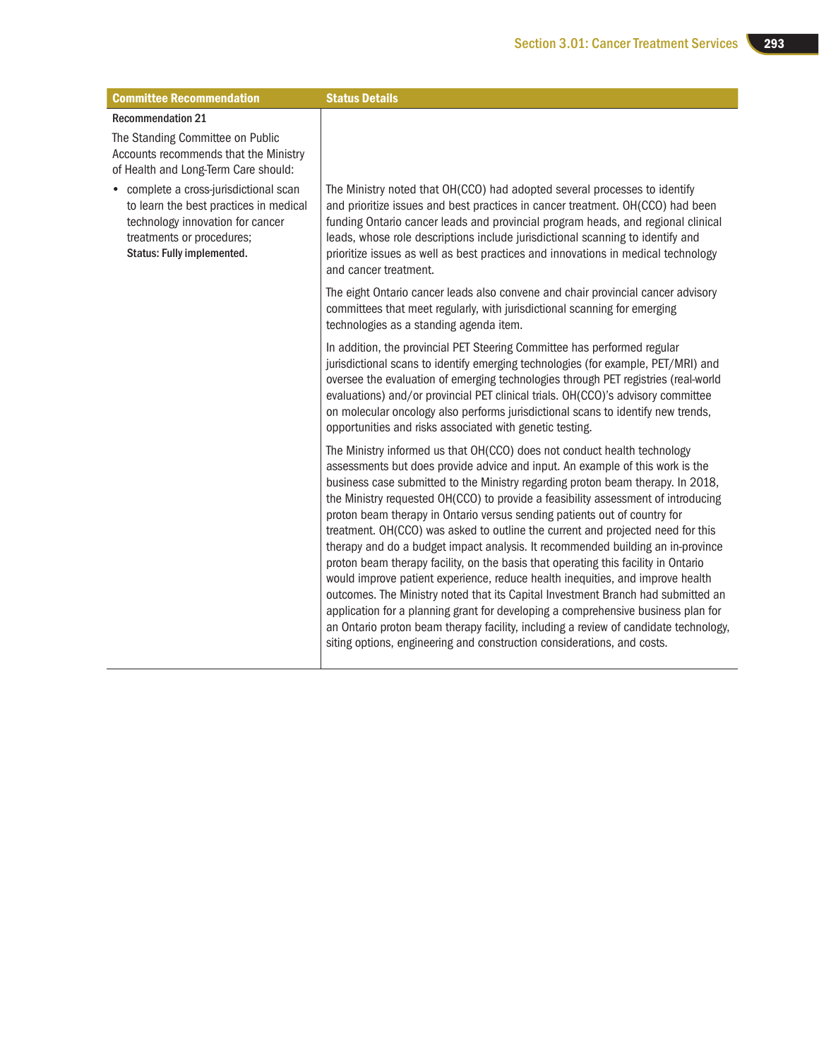| Committee Recommendation | Status Details |
| --- | --- |
| **Recommendation 21**<br><br>The Standing Committee on Public Accounts recommends that the Ministry of Health and Long-Term Care should:<br><br>• complete a cross-jurisdictional scan to learn the best practices in medical technology innovation for cancer treatments or procedures;<br>**Status: Fully implemented.** | The Ministry noted that OH(CCO) had adopted several processes to identify and prioritize issues and best practices in cancer treatment. OH(CCO) had been funding Ontario cancer leads and provincial program heads, and regional clinical leads, whose role descriptions include jurisdictional scanning to identify and prioritize issues as well as best practices and innovations in medical technology and cancer treatment.<br><br>The eight Ontario cancer leads also convene and chair provincial cancer advisory committees that meet regularly, with jurisdictional scanning for emerging technologies as a standing agenda item.<br><br>In addition, the provincial PET Steering Committee has performed regular jurisdictional scans to identify emerging technologies (for example, PET/MRI) and oversee the evaluation of emerging technologies through PET registries (real-world evaluations) and/or provincial PET clinical trials. OH(CCO)'s advisory committee on molecular oncology also performs jurisdictional scans to identify new trends, opportunities and risks associated with genetic testing.<br><br>The Ministry informed us that OH(CCO) does not conduct health technology assessments but does provide advice and input. An example of this work is the business case submitted to the Ministry regarding proton beam therapy. In 2018, the Ministry requested OH(CCO) to provide a feasibility assessment of introducing proton beam therapy in Ontario versus sending patients out of country for treatment. OH(CCO) was asked to outline the current and projected need for this therapy and do a budget impact analysis. It recommended building an in-province proton beam therapy facility, on the basis that operating this facility in Ontario would improve patient experience, reduce health inequities, and improve health outcomes. The Ministry noted that its Capital Investment Branch had submitted an application for a planning grant for developing a comprehensive business plan for an Ontario proton beam therapy facility, including a review of candidate technology, siting options, engineering and construction considerations, and costs. |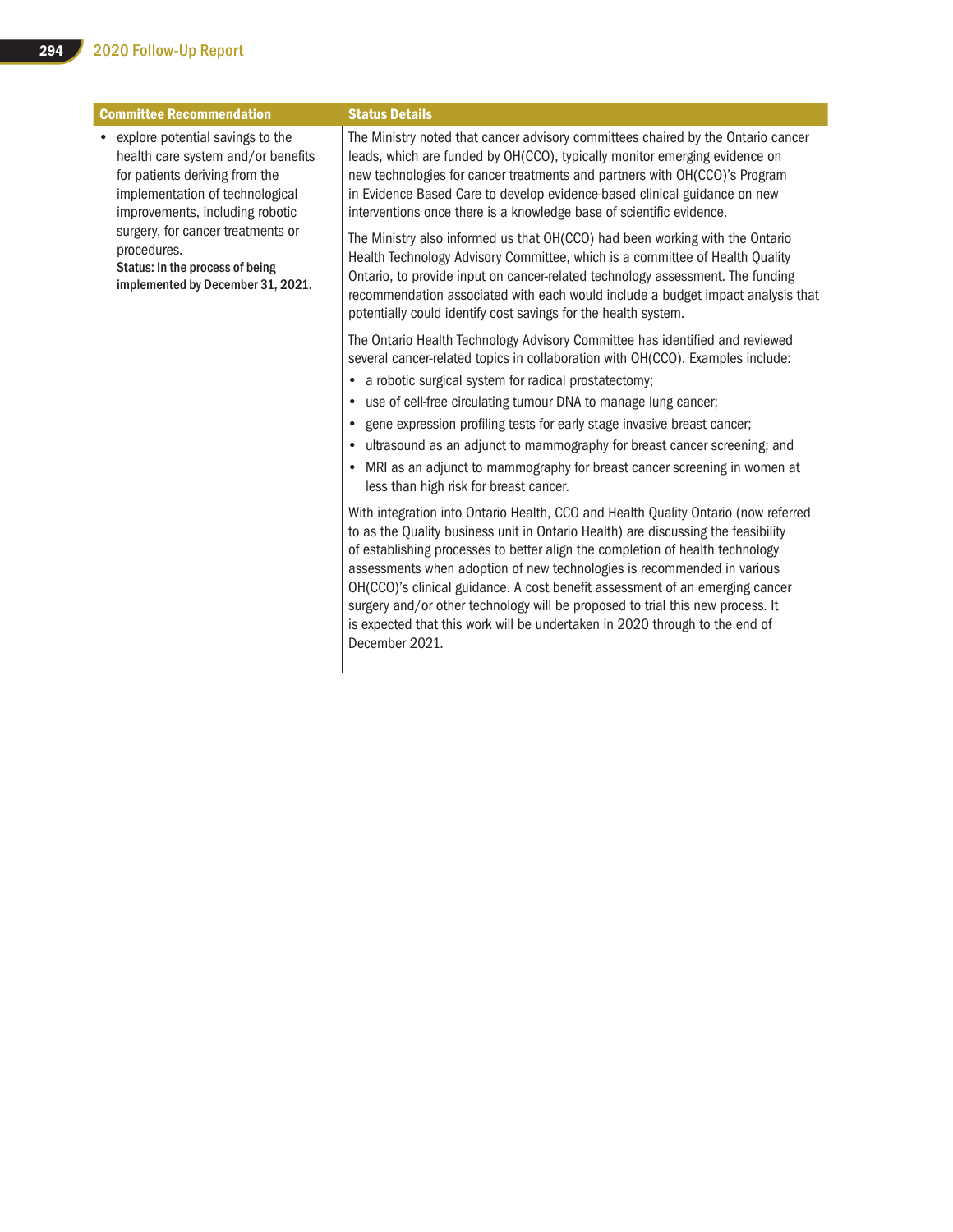| Committee Recommendation | Status Details |
|---|---|
| • explore potential savings to the health care system and/or benefits for patients deriving from the implementation of technological improvements, including robotic surgery, for cancer treatments or procedures.<br>**Status: In the process of being implemented by December 31, 2021.** | The Ministry noted that cancer advisory committees chaired by the Ontario cancer leads, which are funded by OH(CCO), typically monitor emerging evidence on new technologies for cancer treatments and partners with OH(CCO)'s Program in Evidence Based Care to develop evidence-based clinical guidance on new interventions once there is a knowledge base of scientific evidence.<br><br>The Ministry also informed us that OH(CCO) had been working with the Ontario Health Technology Advisory Committee, which is a committee of Health Quality Ontario, to provide input on cancer-related technology assessment. The funding recommendation associated with each would include a budget impact analysis that potentially could identify cost savings for the health system.<br><br>The Ontario Health Technology Advisory Committee has identified and reviewed several cancer-related topics in collaboration with OH(CCO). Examples include:<br>• a robotic surgical system for radical prostatectomy;<br>• use of cell-free circulating tumour DNA to manage lung cancer;<br>• gene expression profiling tests for early stage invasive breast cancer;<br>• ultrasound as an adjunct to mammography for breast cancer screening; and<br>• MRI as an adjunct to mammography for breast cancer screening in women at less than high risk for breast cancer.<br><br>With integration into Ontario Health, CCO and Health Quality Ontario (now referred to as the Quality business unit in Ontario Health) are discussing the feasibility of establishing processes to better align the completion of health technology assessments when adoption of new technologies is recommended in various OH(CCO)'s clinical guidance. A cost benefit assessment of an emerging cancer surgery and/or other technology will be proposed to trial this new process. It is expected that this work will be undertaken in 2020 through to the end of December 2021. |